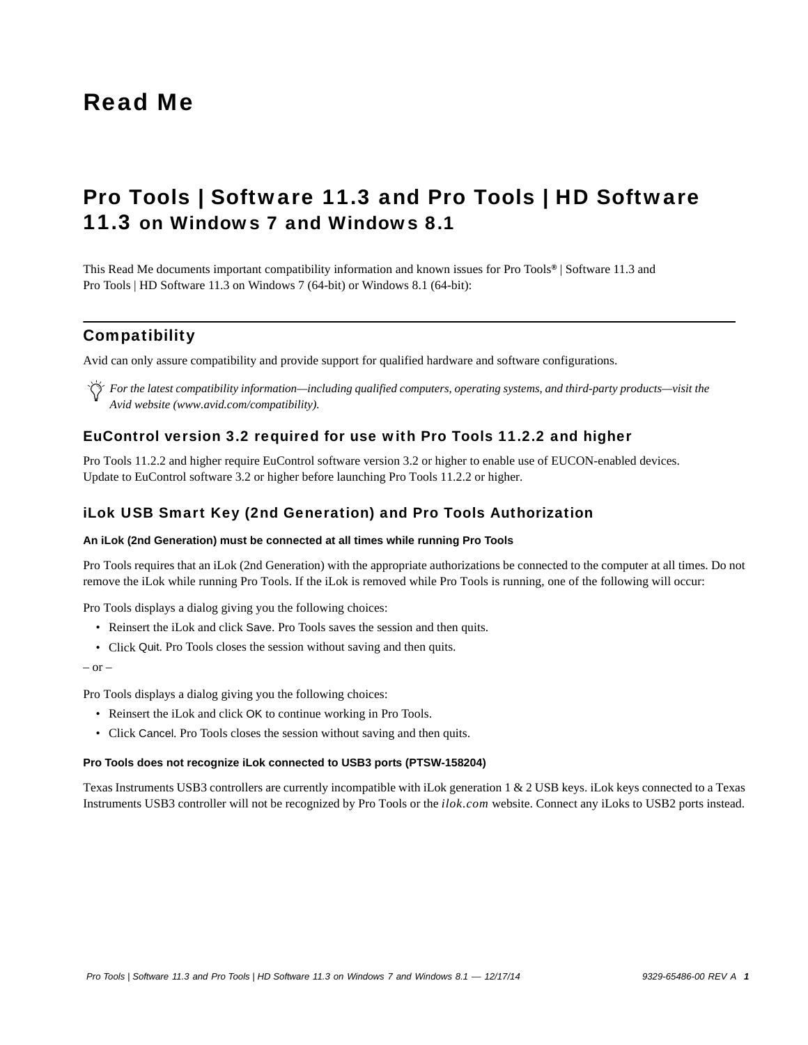# Read Me

## Pro Tools | Software 11.3 and Pro Tools | HD Software 11.3 on Windows 7 and Windows 8.1

This Read Me documents important compatibility information and known issues for Pro Tools® | Software 11.3 and Pro Tools | HD Software 11.3 on Windows 7 (64-bit) or Windows 8.1 (64-bit):

## Compatibility

Avid can only assure compatibility and provide support for qualified hardware and software configurations.

*For the latest compatibility information—including qualified computers, operating systems, and third-party products—visit the Avid website (www.avid.com/compatibility).*

### EuControl version 3.2 required for use with Pro Tools 11.2.2 and higher

Pro Tools 11.2.2 and higher require EuControl software version 3.2 or higher to enable use of EUCON-enabled devices. Update to EuControl software 3.2 or higher before launching Pro Tools 11.2.2 or higher.

### iLok USB Smart Key (2nd Generation) and Pro Tools Authorization

#### An iLok (2nd Generation) must be connected at all times while running Pro Tools

Pro Tools requires that an iLok (2nd Generation) with the appropriate authorizations be connected to the computer at all times. Do not remove the iLok while running Pro Tools. If the iLok is removed while Pro Tools is running, one of the following will occur:

Pro Tools displays a dialog giving you the following choices:

- Reinsert the iLok and click Save. Pro Tools saves the session and then quits.
- Click Quit. Pro Tools closes the session without saving and then quits.

– or –

Pro Tools displays a dialog giving you the following choices:

- Reinsert the iLok and click OK to continue working in Pro Tools.
- Click Cancel. Pro Tools closes the session without saving and then quits.

#### Pro Tools does not recognize iLok connected to USB3 ports (PTSW-158204)

Texas Instruments USB3 controllers are currently incompatible with iLok generation 1 & 2 USB keys. iLok keys connected to a Texas Instruments USB3 controller will not be recognized by Pro Tools or the *ilok.com* website. Connect any iLoks to USB2 ports instead.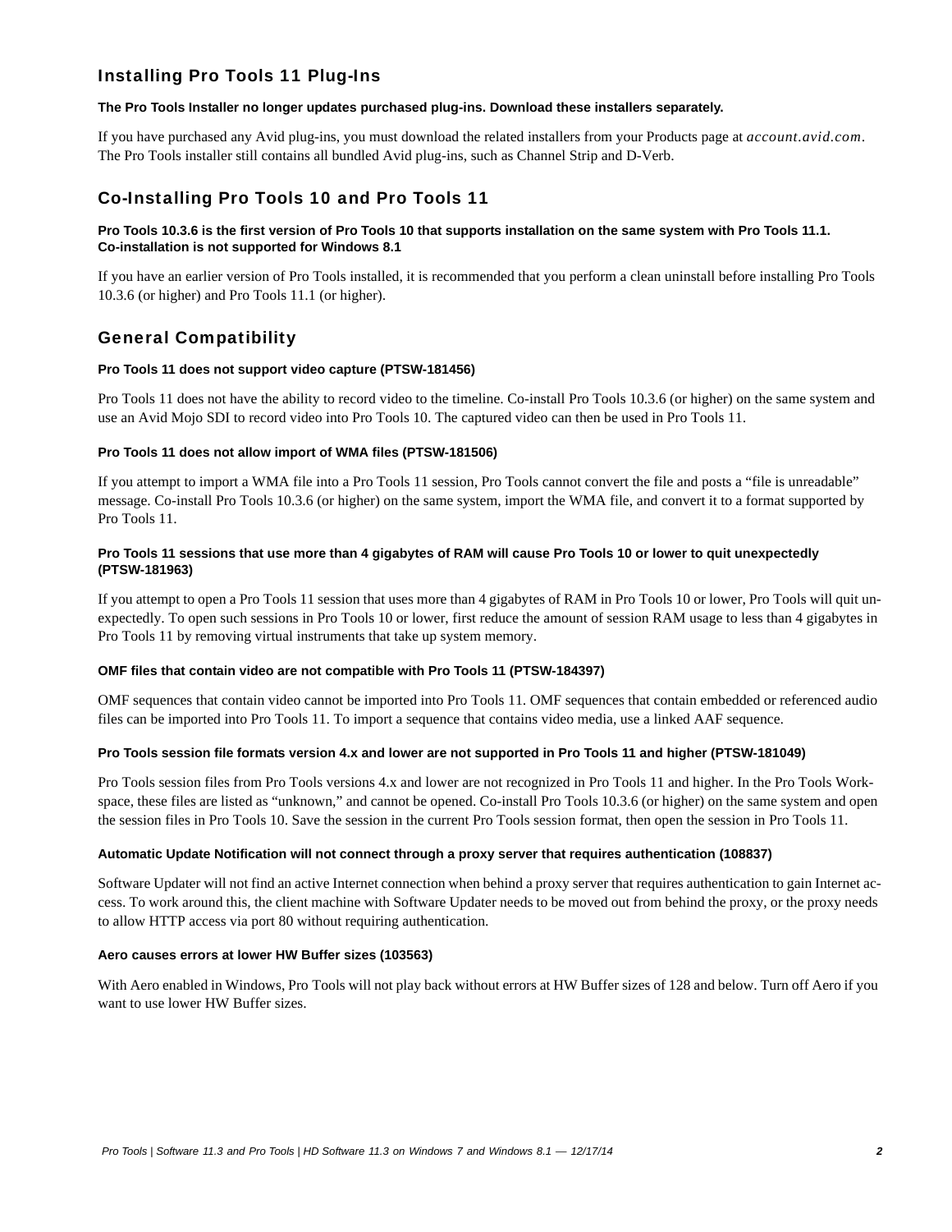## Installing Pro Tools 11 Plug-Ins

#### The Pro Tools Installer no longer updates purchased plug-ins. Download these installers separately.

If you have purchased any Avid plug-ins, you must download the related installers from your Products page at *account.avid.com*. The Pro Tools installer still contains all bundled Avid plug-ins, such as Channel Strip and D-Verb.

## Co-Installing Pro Tools 10 and Pro Tools 11

#### Pro Tools 10.3.6 is the first version of Pro Tools 10 that supports installation on the same system with Pro Tools 11.1. Co-installation is not supported for Windows 8.1

If you have an earlier version of Pro Tools installed, it is recommended that you perform a clean uninstall before installing Pro Tools 10.3.6 (or higher) and Pro Tools 11.1 (or higher).

## General Compatibility

#### Pro Tools 11 does not support video capture (PTSW-181456)

Pro Tools 11 does not have the ability to record video to the timeline. Co-install Pro Tools 10.3.6 (or higher) on the same system and use an Avid Mojo SDI to record video into Pro Tools 10. The captured video can then be used in Pro Tools 11.

#### Pro Tools 11 does not allow import of WMA files (PTSW-181506)

If you attempt to import a WMA file into a Pro Tools 11 session, Pro Tools cannot convert the file and posts a "file is unreadable" message. Co-install Pro Tools 10.3.6 (or higher) on the same system, import the WMA file, and convert it to a format supported by Pro Tools 11.

#### Pro Tools 11 sessions that use more than 4 gigabytes of RAM will cause Pro Tools 10 or lower to quit unexpectedly (PTSW-181963)

If you attempt to open a Pro Tools 11 session that uses more than 4 gigabytes of RAM in Pro Tools 10 or lower, Pro Tools will quit unexpectedly. To open such sessions in Pro Tools 10 or lower, first reduce the amount of session RAM usage to less than 4 gigabytes in Pro Tools 11 by removing virtual instruments that take up system memory.

#### OMF files that contain video are not compatible with Pro Tools 11 (PTSW-184397)

OMF sequences that contain video cannot be imported into Pro Tools 11. OMF sequences that contain embedded or referenced audio files can be imported into Pro Tools 11. To import a sequence that contains video media, use a linked AAF sequence.

#### Pro Tools session file formats version 4.x and lower are not supported in Pro Tools 11 and higher (PTSW-181049)

Pro Tools session files from Pro Tools versions 4.x and lower are not recognized in Pro Tools 11 and higher. In the Pro Tools Workspace, these files are listed as "unknown," and cannot be opened. Co-install Pro Tools 10.3.6 (or higher) on the same system and open the session files in Pro Tools 10. Save the session in the current Pro Tools session format, then open the session in Pro Tools 11.

#### Automatic Update Notification will not connect through a proxy server that requires authentication (108837)

Software Updater will not find an active Internet connection when behind a proxy server that requires authentication to gain Internet access. To work around this, the client machine with Software Updater needs to be moved out from behind the proxy, or the proxy needs to allow HTTP access via port 80 without requiring authentication.

#### Aero causes errors at lower HW Buffer sizes (103563)

With Aero enabled in Windows, Pro Tools will not play back without errors at HW Buffer sizes of 128 and below. Turn off Aero if you want to use lower HW Buffer sizes.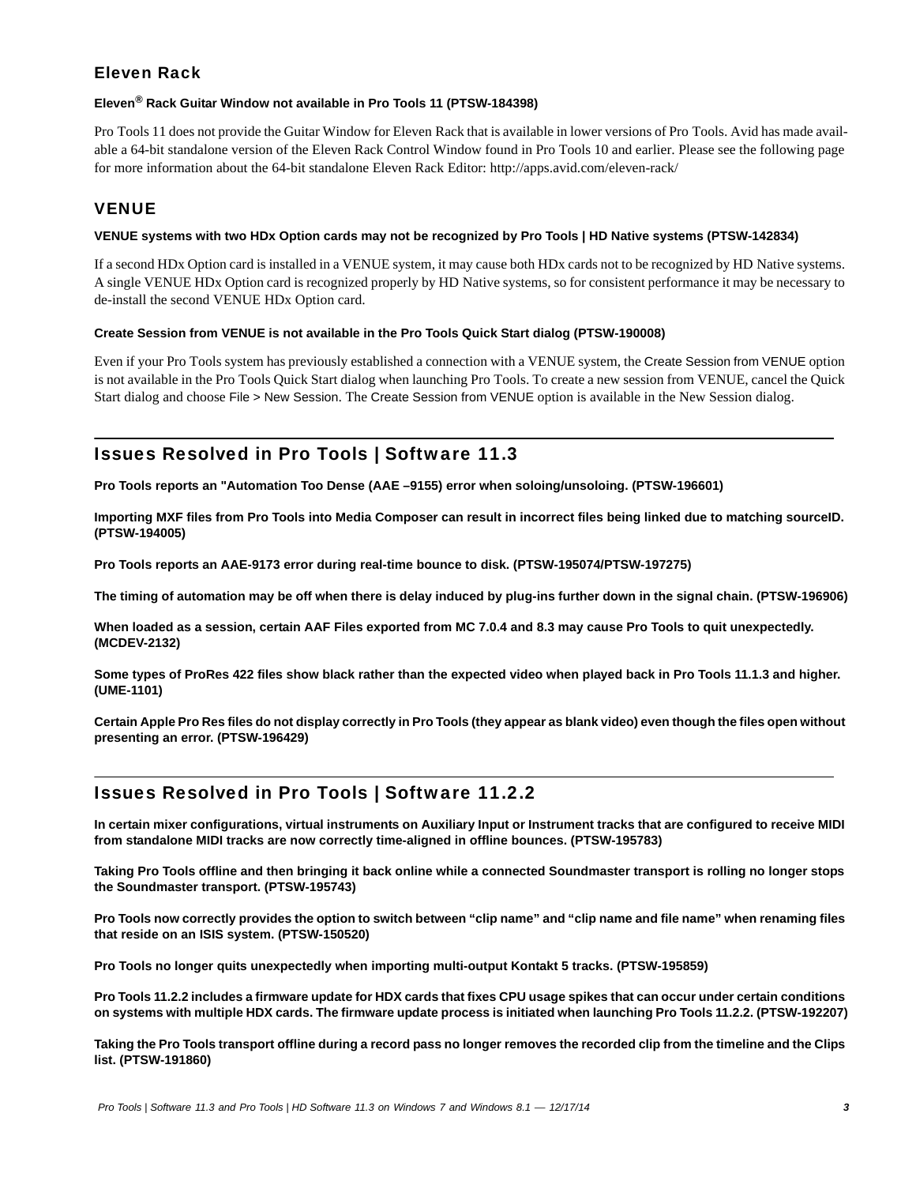### Eleven Rack

**Eleven® Rack Guitar Window not available in Pro Tools 11 (PTSW-184398)**

Pro Tools 11 does not provide the Guitar Window for Eleven Rack that is available in lower versions of Pro Tools. Avid has made available a 64-bit standalone version of the Eleven Rack Control Window found in Pro Tools 10 and earlier. Please see the following page for more information about the 64-bit standalone Eleven Rack Editor: http://apps.avid.com/eleven-rack/

### VENUE

**VENUE systems with two HDx Option cards may not be recognized by Pro Tools | HD Native systems (PTSW-142834)**

If a second HDx Option card is installed in a VENUE system, it may cause both HDx cards not to be recognized by HD Native systems. A single VENUE HDx Option card is recognized properly by HD Native systems, so for consistent performance it may be necessary to de-install the second VENUE HDx Option card.

**Create Session from VENUE is not available in the Pro Tools Quick Start dialog (PTSW-190008)**

Even if your Pro Tools system has previously established a connection with a VENUE system, the Create Session from VENUE option is not available in the Pro Tools Quick Start dialog when launching Pro Tools. To create a new session from VENUE, cancel the Quick Start dialog and choose File > New Session. The Create Session from VENUE option is available in the New Session dialog.

## Issues Resolved in Pro Tools | Software 11.3

**Pro Tools reports an "Automation Too Dense (AAE –9155) error when soloing/unsoloing. (PTSW-196601)**

**Importing MXF files from Pro Tools into Media Composer can result in incorrect files being linked due to matching sourceID. (PTSW-194005)**

**Pro Tools reports an AAE-9173 error during real-time bounce to disk. (PTSW-195074/PTSW-197275)**

**The timing of automation may be off when there is delay induced by plug-ins further down in the signal chain. (PTSW-196906)**

**When loaded as a session, certain AAF Files exported from MC 7.0.4 and 8.3 may cause Pro Tools to quit unexpectedly. (MCDEV-2132)**

**Some types of ProRes 422 files show black rather than the expected video when played back in Pro Tools 11.1.3 and higher. (UME-1101)**

**Certain Apple Pro Res files do not display correctly in Pro Tools (they appear as blank video) even though the files open without presenting an error. (PTSW-196429)**

## Issues Resolved in Pro Tools | Software 11.2.2

**In certain mixer configurations, virtual instruments on Auxiliary Input or Instrument tracks that are configured to receive MIDI from standalone MIDI tracks are now correctly time-aligned in offline bounces. (PTSW-195783)**

**Taking Pro Tools offline and then bringing it back online while a connected Soundmaster transport is rolling no longer stops the Soundmaster transport. (PTSW-195743)**

**Pro Tools now correctly provides the option to switch between "clip name" and "clip name and file name" when renaming files that reside on an ISIS system. (PTSW-150520)**

**Pro Tools no longer quits unexpectedly when importing multi-output Kontakt 5 tracks. (PTSW-195859)**

**Pro Tools 11.2.2 includes a firmware update for HDX cards that fixes CPU usage spikes that can occur under certain conditions on systems with multiple HDX cards. The firmware update process is initiated when launching Pro Tools 11.2.2. (PTSW-192207)**

**Taking the Pro Tools transport offline during a record pass no longer removes the recorded clip from the timeline and the Clips list. (PTSW-191860)**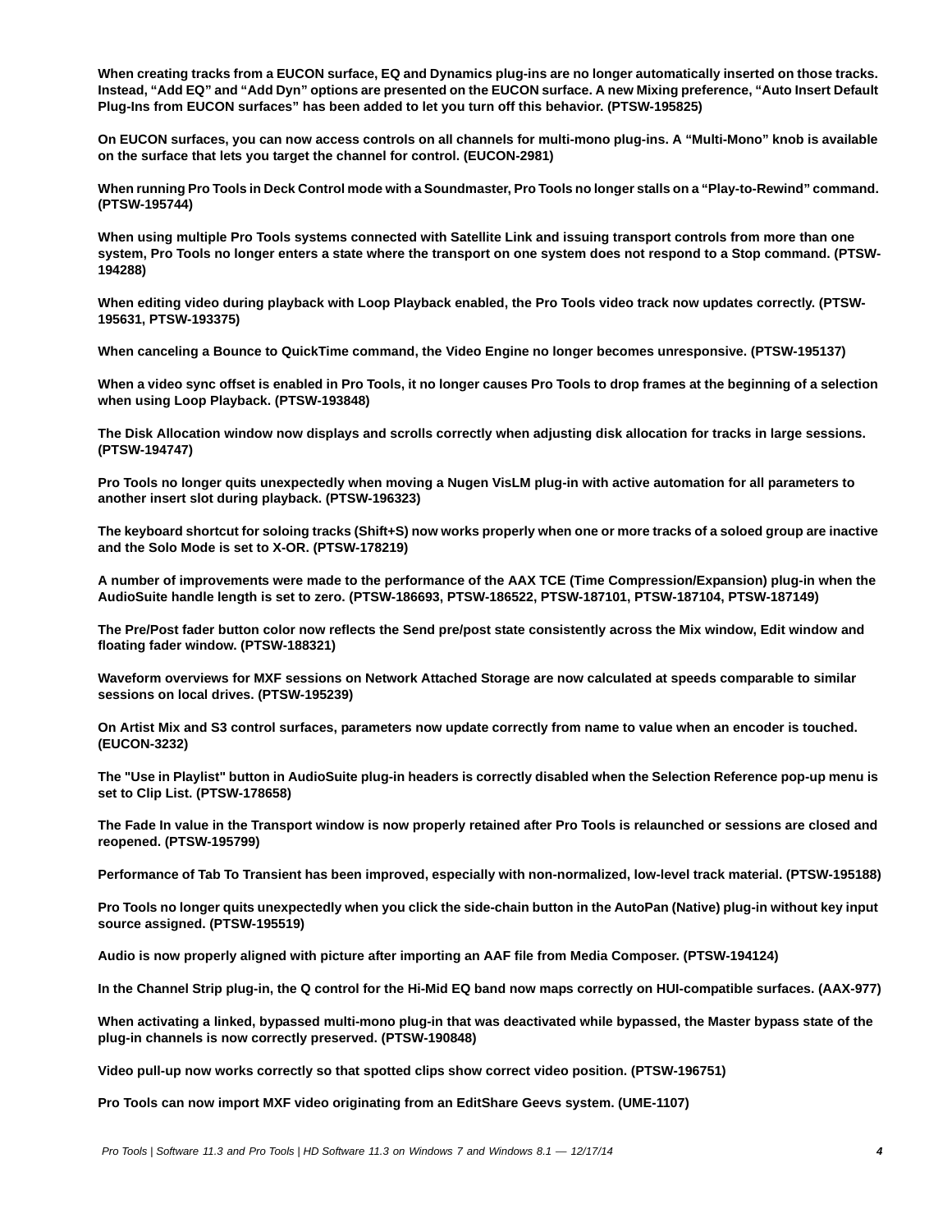**When creating tracks from a EUCON surface, EQ and Dynamics plug-ins are no longer automatically inserted on those tracks. Instead, "Add EQ" and "Add Dyn" options are presented on the EUCON surface. A new Mixing preference, "Auto Insert Default Plug-Ins from EUCON surfaces" has been added to let you turn off this behavior. (PTSW-195825)**

**On EUCON surfaces, you can now access controls on all channels for multi-mono plug-ins. A "Multi-Mono" knob is available on the surface that lets you target the channel for control. (EUCON-2981)**

**When running Pro Tools in Deck Control mode with a Soundmaster, Pro Tools no longer stalls on a "Play-to-Rewind" command. (PTSW-195744)**

**When using multiple Pro Tools systems connected with Satellite Link and issuing transport controls from more than one system, Pro Tools no longer enters a state where the transport on one system does not respond to a Stop command. (PTSW-194288)**

**When editing video during playback with Loop Playback enabled, the Pro Tools video track now updates correctly. (PTSW-195631, PTSW-193375)**

**When canceling a Bounce to QuickTime command, the Video Engine no longer becomes unresponsive. (PTSW-195137)**

**When a video sync offset is enabled in Pro Tools, it no longer causes Pro Tools to drop frames at the beginning of a selection when using Loop Playback. (PTSW-193848)**

**The Disk Allocation window now displays and scrolls correctly when adjusting disk allocation for tracks in large sessions. (PTSW-194747)**

**Pro Tools no longer quits unexpectedly when moving a Nugen VisLM plug-in with active automation for all parameters to another insert slot during playback. (PTSW-196323)**

**The keyboard shortcut for soloing tracks (Shift+S) now works properly when one or more tracks of a soloed group are inactive and the Solo Mode is set to X-OR. (PTSW-178219)**

**A number of improvements were made to the performance of the AAX TCE (Time Compression/Expansion) plug-in when the AudioSuite handle length is set to zero. (PTSW-186693, PTSW-186522, PTSW-187101, PTSW-187104, PTSW-187149)**

**The Pre/Post fader button color now reflects the Send pre/post state consistently across the Mix window, Edit window and floating fader window. (PTSW-188321)**

**Waveform overviews for MXF sessions on Network Attached Storage are now calculated at speeds comparable to similar sessions on local drives. (PTSW-195239)**

**On Artist Mix and S3 control surfaces, parameters now update correctly from name to value when an encoder is touched. (EUCON-3232)**

**The "Use in Playlist" button in AudioSuite plug-in headers is correctly disabled when the Selection Reference pop-up menu is set to Clip List. (PTSW-178658)**

**The Fade In value in the Transport window is now properly retained after Pro Tools is relaunched or sessions are closed and reopened. (PTSW-195799)**

**Performance of Tab To Transient has been improved, especially with non-normalized, low-level track material. (PTSW-195188)**

**Pro Tools no longer quits unexpectedly when you click the side-chain button in the AutoPan (Native) plug-in without key input source assigned. (PTSW-195519)**

**Audio is now properly aligned with picture after importing an AAF file from Media Composer. (PTSW-194124)**

**In the Channel Strip plug-in, the Q control for the Hi-Mid EQ band now maps correctly on HUI-compatible surfaces. (AAX-977)**

**When activating a linked, bypassed multi-mono plug-in that was deactivated while bypassed, the Master bypass state of the plug-in channels is now correctly preserved. (PTSW-190848)**

**Video pull-up now works correctly so that spotted clips show correct video position. (PTSW-196751)**

**Pro Tools can now import MXF video originating from an EditShare Geevs system. (UME-1107)**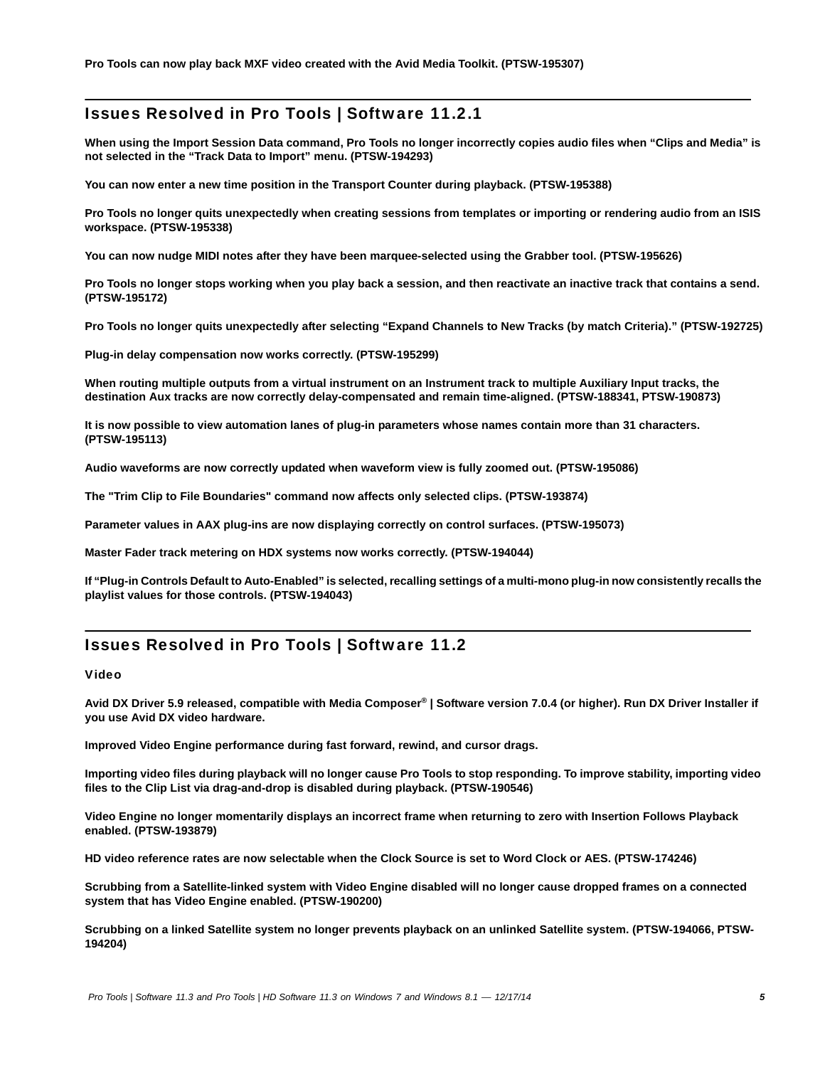**Pro Tools can now play back MXF video created with the Avid Media Toolkit. (PTSW-195307)**

## Issues Resolved in Pro Tools | Software 11.2.1

**When using the Import Session Data command, Pro Tools no longer incorrectly copies audio files when “Clips and Media” is not selected in the “Track Data to Import” menu. (PTSW-194293)**

**You can now enter a new time position in the Transport Counter during playback. (PTSW-195388)**

**Pro Tools no longer quits unexpectedly when creating sessions from templates or importing or rendering audio from an ISIS workspace. (PTSW-195338)**

**You can now nudge MIDI notes after they have been marquee-selected using the Grabber tool. (PTSW-195626)**

**Pro Tools no longer stops working when you play back a session, and then reactivate an inactive track that contains a send. (PTSW-195172)**

**Pro Tools no longer quits unexpectedly after selecting “Expand Channels to New Tracks (by match Criteria).” (PTSW-192725)**

**Plug-in delay compensation now works correctly. (PTSW-195299)**

**When routing multiple outputs from a virtual instrument on an Instrument track to multiple Auxiliary Input tracks, the destination Aux tracks are now correctly delay-compensated and remain time-aligned. (PTSW-188341, PTSW-190873)**

**It is now possible to view automation lanes of plug-in parameters whose names contain more than 31 characters. (PTSW-195113)**

**Audio waveforms are now correctly updated when waveform view is fully zoomed out. (PTSW-195086)**

**The "Trim Clip to File Boundaries" command now affects only selected clips. (PTSW-193874)**

**Parameter values in AAX plug-ins are now displaying correctly on control surfaces. (PTSW-195073)**

**Master Fader track metering on HDX systems now works correctly. (PTSW-194044)**

**If “Plug-in Controls Default to Auto-Enabled” is selected, recalling settings of a multi-mono plug-in now consistently recalls the playlist values for those controls. (PTSW-194043)**

## Issues Resolved in Pro Tools | Software 11.2

### Video

**Avid DX Driver 5.9 released, compatible with Media Composer® | Software version 7.0.4 (or higher). Run DX Driver Installer if you use Avid DX video hardware.**

**Improved Video Engine performance during fast forward, rewind, and cursor drags.**

**Importing video files during playback will no longer cause Pro Tools to stop responding. To improve stability, importing video files to the Clip List via drag-and-drop is disabled during playback. (PTSW-190546)**

**Video Engine no longer momentarily displays an incorrect frame when returning to zero with Insertion Follows Playback enabled. (PTSW-193879)**

**HD video reference rates are now selectable when the Clock Source is set to Word Clock or AES. (PTSW-174246)**

**Scrubbing from a Satellite-linked system with Video Engine disabled will no longer cause dropped frames on a connected system that has Video Engine enabled. (PTSW-190200)**

**Scrubbing on a linked Satellite system no longer prevents playback on an unlinked Satellite system. (PTSW-194066, PTSW-194204)**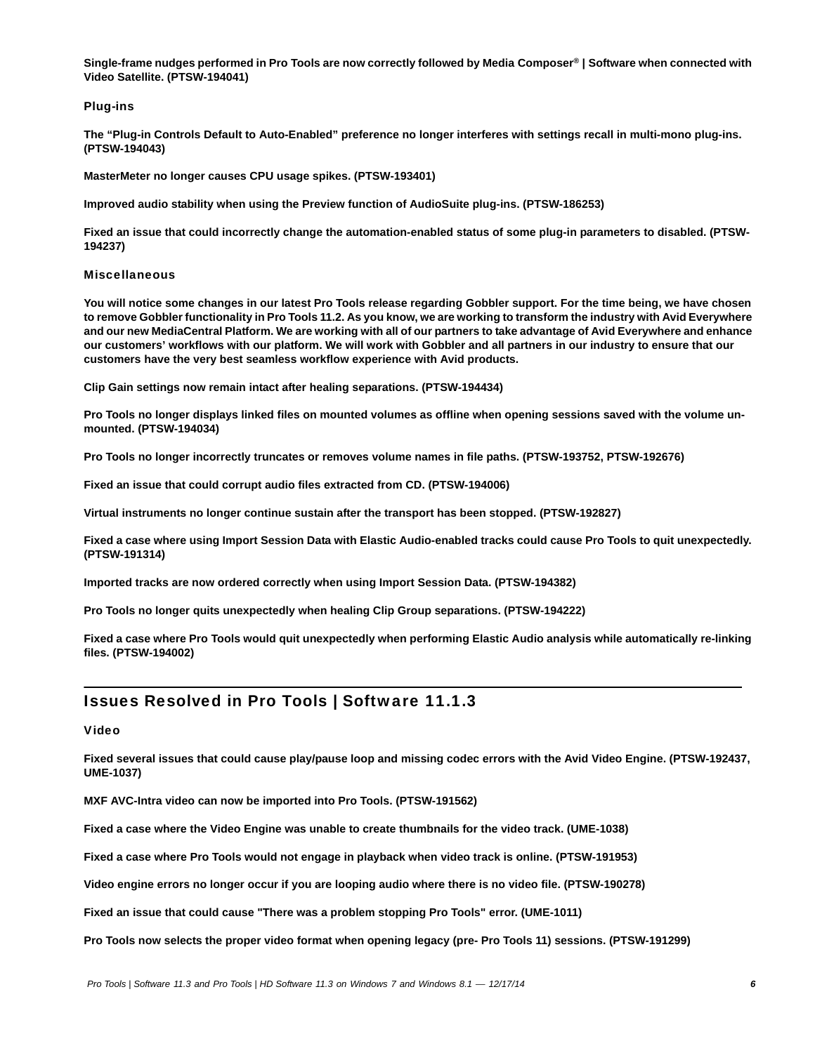**Single-frame nudges performed in Pro Tools are now correctly followed by Media Composer® | Software when connected with Video Satellite. (PTSW-194041)**

### Plug-ins

**The "Plug-in Controls Default to Auto-Enabled" preference no longer interferes with settings recall in multi-mono plug-ins. (PTSW-194043)**

**MasterMeter no longer causes CPU usage spikes. (PTSW-193401)**

**Improved audio stability when using the Preview function of AudioSuite plug-ins. (PTSW-186253)**

**Fixed an issue that could incorrectly change the automation-enabled status of some plug-in parameters to disabled. (PTSW-194237)**

### Miscellaneous

**You will notice some changes in our latest Pro Tools release regarding Gobbler support. For the time being, we have chosen to remove Gobbler functionality in Pro Tools 11.2. As you know, we are working to transform the industry with Avid Everywhere and our new MediaCentral Platform. We are working with all of our partners to take advantage of Avid Everywhere and enhance our customers' workflows with our platform. We will work with Gobbler and all partners in our industry to ensure that our customers have the very best seamless workflow experience with Avid products.**

**Clip Gain settings now remain intact after healing separations. (PTSW-194434)**

**Pro Tools no longer displays linked files on mounted volumes as offline when opening sessions saved with the volume un-mounted. (PTSW-194034)**

**Pro Tools no longer incorrectly truncates or removes volume names in file paths. (PTSW-193752, PTSW-192676)**

**Fixed an issue that could corrupt audio files extracted from CD. (PTSW-194006)**

**Virtual instruments no longer continue sustain after the transport has been stopped. (PTSW-192827)**

**Fixed a case where using Import Session Data with Elastic Audio-enabled tracks could cause Pro Tools to quit unexpectedly. (PTSW-191314)**

**Imported tracks are now ordered correctly when using Import Session Data. (PTSW-194382)**

**Pro Tools no longer quits unexpectedly when healing Clip Group separations. (PTSW-194222)**

**Fixed a case where Pro Tools would quit unexpectedly when performing Elastic Audio analysis while automatically re-linking files. (PTSW-194002)**

## Issues Resolved in Pro Tools | Software 11.1.3

### Video

**Fixed several issues that could cause play/pause loop and missing codec errors with the Avid Video Engine. (PTSW-192437, UME-1037)**

**MXF AVC-Intra video can now be imported into Pro Tools. (PTSW-191562)**

**Fixed a case where the Video Engine was unable to create thumbnails for the video track. (UME-1038)**

**Fixed a case where Pro Tools would not engage in playback when video track is online. (PTSW-191953)**

**Video engine errors no longer occur if you are looping audio where there is no video file. (PTSW-190278)**

**Fixed an issue that could cause "There was a problem stopping Pro Tools" error. (UME-1011)**

**Pro Tools now selects the proper video format when opening legacy (pre- Pro Tools 11) sessions. (PTSW-191299)**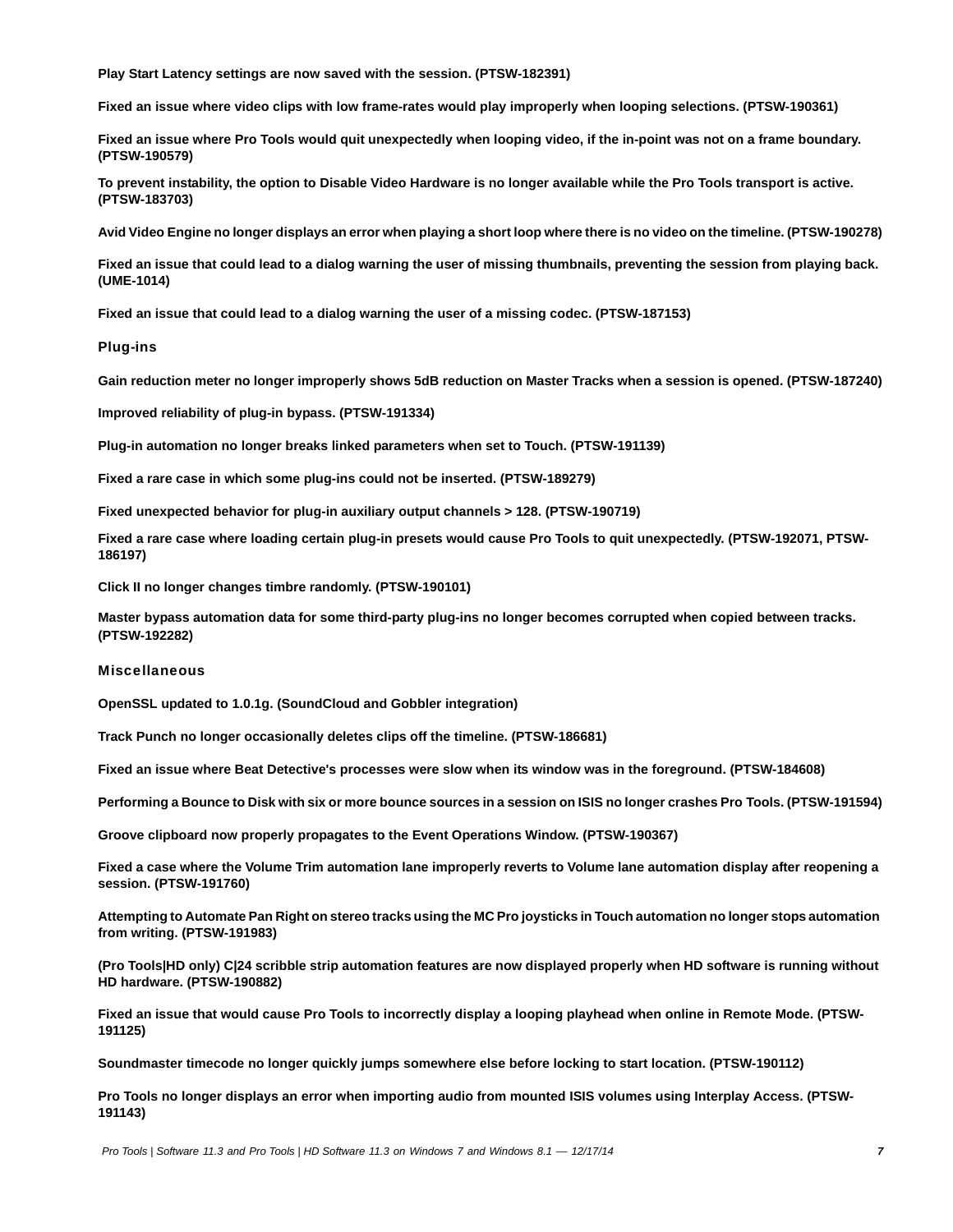**Play Start Latency settings are now saved with the session. (PTSW-182391)**

**Fixed an issue where video clips with low frame-rates would play improperly when looping selections. (PTSW-190361)**

**Fixed an issue where Pro Tools would quit unexpectedly when looping video, if the in-point was not on a frame boundary. (PTSW-190579)**

**To prevent instability, the option to Disable Video Hardware is no longer available while the Pro Tools transport is active. (PTSW-183703)**

**Avid Video Engine no longer displays an error when playing a short loop where there is no video on the timeline. (PTSW-190278)**

**Fixed an issue that could lead to a dialog warning the user of missing thumbnails, preventing the session from playing back. (UME-1014)**

**Fixed an issue that could lead to a dialog warning the user of a missing codec. (PTSW-187153)**

### Plug-ins

**Gain reduction meter no longer improperly shows 5dB reduction on Master Tracks when a session is opened. (PTSW-187240)**

**Improved reliability of plug-in bypass. (PTSW-191334)**

**Plug-in automation no longer breaks linked parameters when set to Touch. (PTSW-191139)**

**Fixed a rare case in which some plug-ins could not be inserted. (PTSW-189279)**

**Fixed unexpected behavior for plug-in auxiliary output channels > 128. (PTSW-190719)**

**Fixed a rare case where loading certain plug-in presets would cause Pro Tools to quit unexpectedly. (PTSW-192071, PTSW-186197)**

**Click II no longer changes timbre randomly. (PTSW-190101)**

**Master bypass automation data for some third-party plug-ins no longer becomes corrupted when copied between tracks. (PTSW-192282)**

### Miscellaneous

**OpenSSL updated to 1.0.1g. (SoundCloud and Gobbler integration)**

**Track Punch no longer occasionally deletes clips off the timeline. (PTSW-186681)**

**Fixed an issue where Beat Detective's processes were slow when its window was in the foreground. (PTSW-184608)**

**Performing a Bounce to Disk with six or more bounce sources in a session on ISIS no longer crashes Pro Tools. (PTSW-191594)**

**Groove clipboard now properly propagates to the Event Operations Window. (PTSW-190367)**

**Fixed a case where the Volume Trim automation lane improperly reverts to Volume lane automation display after reopening a session. (PTSW-191760)**

**Attempting to Automate Pan Right on stereo tracks using the MC Pro joysticks in Touch automation no longer stops automation from writing. (PTSW-191983)**

**(Pro Tools|HD only) C|24 scribble strip automation features are now displayed properly when HD software is running without HD hardware. (PTSW-190882)**

**Fixed an issue that would cause Pro Tools to incorrectly display a looping playhead when online in Remote Mode. (PTSW-191125)**

**Soundmaster timecode no longer quickly jumps somewhere else before locking to start location. (PTSW-190112)**

**Pro Tools no longer displays an error when importing audio from mounted ISIS volumes using Interplay Access. (PTSW-191143)**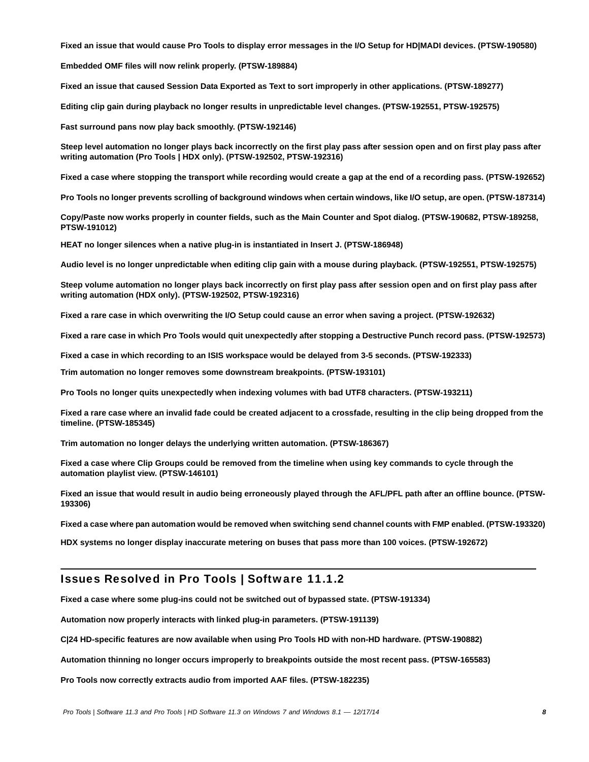**Fixed an issue that would cause Pro Tools to display error messages in the I/O Setup for HD|MADI devices. (PTSW-190580)**

**Embedded OMF files will now relink properly. (PTSW-189884)**

**Fixed an issue that caused Session Data Exported as Text to sort improperly in other applications. (PTSW-189277)**

**Editing clip gain during playback no longer results in unpredictable level changes. (PTSW-192551, PTSW-192575)**

**Fast surround pans now play back smoothly. (PTSW-192146)**

**Steep level automation no longer plays back incorrectly on the first play pass after session open and on first play pass after writing automation (Pro Tools | HDX only). (PTSW-192502, PTSW-192316)**

**Fixed a case where stopping the transport while recording would create a gap at the end of a recording pass. (PTSW-192652)**

**Pro Tools no longer prevents scrolling of background windows when certain windows, like I/O setup, are open. (PTSW-187314)**

**Copy/Paste now works properly in counter fields, such as the Main Counter and Spot dialog. (PTSW-190682, PTSW-189258, PTSW-191012)**

**HEAT no longer silences when a native plug-in is instantiated in Insert J. (PTSW-186948)**

**Audio level is no longer unpredictable when editing clip gain with a mouse during playback. (PTSW-192551, PTSW-192575)**

**Steep volume automation no longer plays back incorrectly on first play pass after session open and on first play pass after writing automation (HDX only). (PTSW-192502, PTSW-192316)**

**Fixed a rare case in which overwriting the I/O Setup could cause an error when saving a project. (PTSW-192632)**

**Fixed a rare case in which Pro Tools would quit unexpectedly after stopping a Destructive Punch record pass. (PTSW-192573)**

**Fixed a case in which recording to an ISIS workspace would be delayed from 3-5 seconds. (PTSW-192333)**

**Trim automation no longer removes some downstream breakpoints. (PTSW-193101)**

**Pro Tools no longer quits unexpectedly when indexing volumes with bad UTF8 characters. (PTSW-193211)**

**Fixed a rare case where an invalid fade could be created adjacent to a crossfade, resulting in the clip being dropped from the timeline. (PTSW-185345)**

**Trim automation no longer delays the underlying written automation. (PTSW-186367)**

**Fixed a case where Clip Groups could be removed from the timeline when using key commands to cycle through the automation playlist view. (PTSW-146101)**

**Fixed an issue that would result in audio being erroneously played through the AFL/PFL path after an offline bounce. (PTSW-193306)**

**Fixed a case where pan automation would be removed when switching send channel counts with FMP enabled. (PTSW-193320)**

**HDX systems no longer display inaccurate metering on buses that pass more than 100 voices. (PTSW-192672)**

## Issues Resolved in Pro Tools | Software 11.1.2

**Fixed a case where some plug-ins could not be switched out of bypassed state. (PTSW-191334)**

**Automation now properly interacts with linked plug-in parameters. (PTSW-191139)**

**C|24 HD-specific features are now available when using Pro Tools HD with non-HD hardware. (PTSW-190882)**

**Automation thinning no longer occurs improperly to breakpoints outside the most recent pass. (PTSW-165583)**

**Pro Tools now correctly extracts audio from imported AAF files. (PTSW-182235)**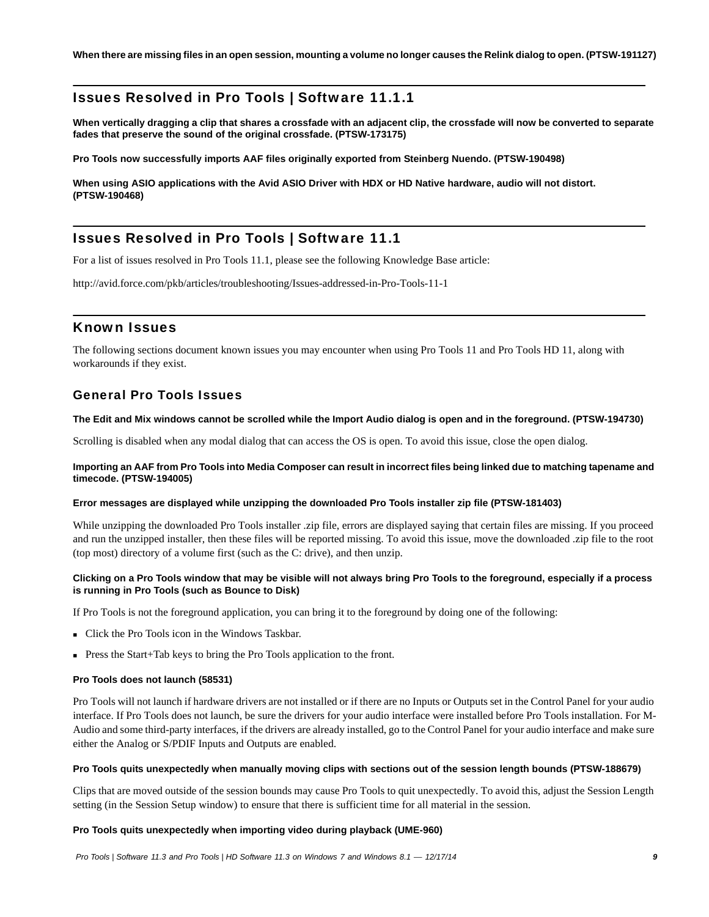**When there are missing files in an open session, mounting a volume no longer causes the Relink dialog to open. (PTSW-191127)**

## Issues Resolved in Pro Tools | Software 11.1.1

**When vertically dragging a clip that shares a crossfade with an adjacent clip, the crossfade will now be converted to separate fades that preserve the sound of the original crossfade. (PTSW-173175)**

**Pro Tools now successfully imports AAF files originally exported from Steinberg Nuendo. (PTSW-190498)**

**When using ASIO applications with the Avid ASIO Driver with HDX or HD Native hardware, audio will not distort. (PTSW-190468)**

## Issues Resolved in Pro Tools | Software 11.1

For a list of issues resolved in Pro Tools 11.1, please see the following Knowledge Base article:

http://avid.force.com/pkb/articles/troubleshooting/Issues-addressed-in-Pro-Tools-11-1

## Known Issues

The following sections document known issues you may encounter when using Pro Tools 11 and Pro Tools HD 11, along with workarounds if they exist.

### General Pro Tools Issues

**The Edit and Mix windows cannot be scrolled while the Import Audio dialog is open and in the foreground. (PTSW-194730)**

Scrolling is disabled when any modal dialog that can access the OS is open. To avoid this issue, close the open dialog.

**Importing an AAF from Pro Tools into Media Composer can result in incorrect files being linked due to matching tapename and timecode. (PTSW-194005)**

**Error messages are displayed while unzipping the downloaded Pro Tools installer zip file (PTSW-181403)**

While unzipping the downloaded Pro Tools installer .zip file, errors are displayed saying that certain files are missing. If you proceed and run the unzipped installer, then these files will be reported missing. To avoid this issue, move the downloaded .zip file to the root (top most) directory of a volume first (such as the C: drive), and then unzip.

**Clicking on a Pro Tools window that may be visible will not always bring Pro Tools to the foreground, especially if a process is running in Pro Tools (such as Bounce to Disk)**

If Pro Tools is not the foreground application, you can bring it to the foreground by doing one of the following:

- Click the Pro Tools icon in the Windows Taskbar.
- Press the Start+Tab keys to bring the Pro Tools application to the front.

**Pro Tools does not launch (58531)**

Pro Tools will not launch if hardware drivers are not installed or if there are no Inputs or Outputs set in the Control Panel for your audio interface. If Pro Tools does not launch, be sure the drivers for your audio interface were installed before Pro Tools installation. For M-Audio and some third-party interfaces, if the drivers are already installed, go to the Control Panel for your audio interface and make sure either the Analog or S/PDIF Inputs and Outputs are enabled.

**Pro Tools quits unexpectedly when manually moving clips with sections out of the session length bounds (PTSW-188679)**

Clips that are moved outside of the session bounds may cause Pro Tools to quit unexpectedly. To avoid this, adjust the Session Length setting (in the Session Setup window) to ensure that there is sufficient time for all material in the session.

**Pro Tools quits unexpectedly when importing video during playback (UME-960)**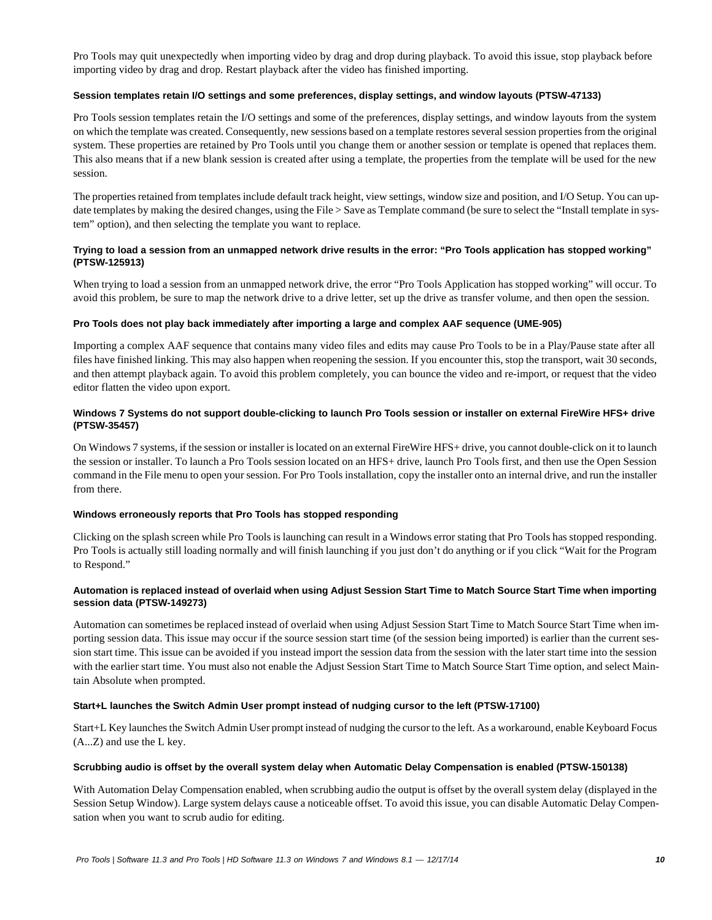Pro Tools may quit unexpectedly when importing video by drag and drop during playback. To avoid this issue, stop playback before importing video by drag and drop. Restart playback after the video has finished importing.

### Session templates retain I/O settings and some preferences, display settings, and window layouts (PTSW-47133)

Pro Tools session templates retain the I/O settings and some of the preferences, display settings, and window layouts from the system on which the template was created. Consequently, new sessions based on a template restores several session properties from the original system. These properties are retained by Pro Tools until you change them or another session or template is opened that replaces them. This also means that if a new blank session is created after using a template, the properties from the template will be used for the new session.

The properties retained from templates include default track height, view settings, window size and position, and I/O Setup. You can update templates by making the desired changes, using the File > Save as Template command (be sure to select the "Install template in system" option), and then selecting the template you want to replace.

### Trying to load a session from an unmapped network drive results in the error: "Pro Tools application has stopped working" (PTSW-125913)

When trying to load a session from an unmapped network drive, the error "Pro Tools Application has stopped working" will occur. To avoid this problem, be sure to map the network drive to a drive letter, set up the drive as transfer volume, and then open the session.

### Pro Tools does not play back immediately after importing a large and complex AAF sequence (UME-905)

Importing a complex AAF sequence that contains many video files and edits may cause Pro Tools to be in a Play/Pause state after all files have finished linking. This may also happen when reopening the session. If you encounter this, stop the transport, wait 30 seconds, and then attempt playback again. To avoid this problem completely, you can bounce the video and re-import, or request that the video editor flatten the video upon export.

### Windows 7 Systems do not support double-clicking to launch Pro Tools session or installer on external FireWire HFS+ drive (PTSW-35457)

On Windows 7 systems, if the session or installer is located on an external FireWire HFS+ drive, you cannot double-click on it to launch the session or installer. To launch a Pro Tools session located on an HFS+ drive, launch Pro Tools first, and then use the Open Session command in the File menu to open your session. For Pro Tools installation, copy the installer onto an internal drive, and run the installer from there.

### Windows erroneously reports that Pro Tools has stopped responding

Clicking on the splash screen while Pro Tools is launching can result in a Windows error stating that Pro Tools has stopped responding. Pro Tools is actually still loading normally and will finish launching if you just don't do anything or if you click "Wait for the Program to Respond."

### Automation is replaced instead of overlaid when using Adjust Session Start Time to Match Source Start Time when importing session data (PTSW-149273)

Automation can sometimes be replaced instead of overlaid when using Adjust Session Start Time to Match Source Start Time when importing session data. This issue may occur if the source session start time (of the session being imported) is earlier than the current session start time. This issue can be avoided if you instead import the session data from the session with the later start time into the session with the earlier start time. You must also not enable the Adjust Session Start Time to Match Source Start Time option, and select Maintain Absolute when prompted.

### Start+L launches the Switch Admin User prompt instead of nudging cursor to the left (PTSW-17100)

Start+L Key launches the Switch Admin User prompt instead of nudging the cursor to the left. As a workaround, enable Keyboard Focus (A...Z) and use the L key.

### Scrubbing audio is offset by the overall system delay when Automatic Delay Compensation is enabled (PTSW-150138)

With Automation Delay Compensation enabled, when scrubbing audio the output is offset by the overall system delay (displayed in the Session Setup Window). Large system delays cause a noticeable offset. To avoid this issue, you can disable Automatic Delay Compensation when you want to scrub audio for editing.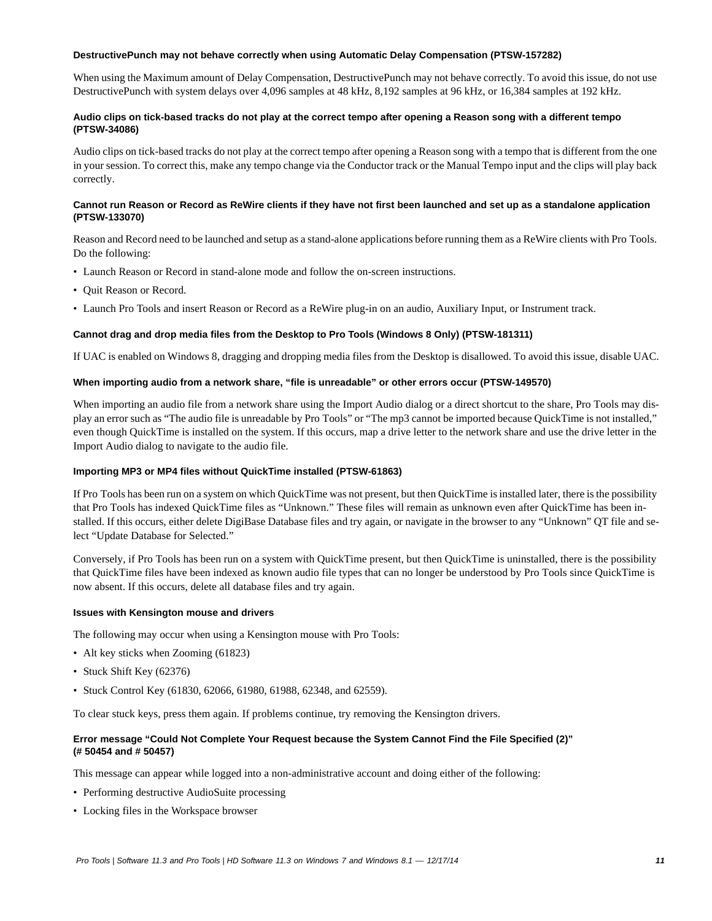### DestructivePunch may not behave correctly when using Automatic Delay Compensation (PTSW-157282)

When using the Maximum amount of Delay Compensation, DestructivePunch may not behave correctly. To avoid this issue, do not use DestructivePunch with system delays over 4,096 samples at 48 kHz, 8,192 samples at 96 kHz, or 16,384 samples at 192 kHz.

### Audio clips on tick-based tracks do not play at the correct tempo after opening a Reason song with a different tempo (PTSW-34086)

Audio clips on tick-based tracks do not play at the correct tempo after opening a Reason song with a tempo that is different from the one in your session. To correct this, make any tempo change via the Conductor track or the Manual Tempo input and the clips will play back correctly.

### Cannot run Reason or Record as ReWire clients if they have not first been launched and set up as a standalone application (PTSW-133070)

Reason and Record need to be launched and setup as a stand-alone applications before running them as a ReWire clients with Pro Tools. Do the following:

- Launch Reason or Record in stand-alone mode and follow the on-screen instructions.
- Quit Reason or Record.
- Launch Pro Tools and insert Reason or Record as a ReWire plug-in on an audio, Auxiliary Input, or Instrument track.

### Cannot drag and drop media files from the Desktop to Pro Tools (Windows 8 Only) (PTSW-181311)

If UAC is enabled on Windows 8, dragging and dropping media files from the Desktop is disallowed. To avoid this issue, disable UAC.

### When importing audio from a network share, “file is unreadable” or other errors occur (PTSW-149570)

When importing an audio file from a network share using the Import Audio dialog or a direct shortcut to the share, Pro Tools may display an error such as “The audio file is unreadable by Pro Tools” or “The mp3 cannot be imported because QuickTime is not installed,” even though QuickTime is installed on the system. If this occurs, map a drive letter to the network share and use the drive letter in the Import Audio dialog to navigate to the audio file.

### Importing MP3 or MP4 files without QuickTime installed (PTSW-61863)

If Pro Tools has been run on a system on which QuickTime was not present, but then QuickTime is installed later, there is the possibility that Pro Tools has indexed QuickTime files as “Unknown.” These files will remain as unknown even after QuickTime has been installed. If this occurs, either delete DigiBase Database files and try again, or navigate in the browser to any “Unknown” QT file and select “Update Database for Selected.”

Conversely, if Pro Tools has been run on a system with QuickTime present, but then QuickTime is uninstalled, there is the possibility that QuickTime files have been indexed as known audio file types that can no longer be understood by Pro Tools since QuickTime is now absent. If this occurs, delete all database files and try again.

### Issues with Kensington mouse and drivers

The following may occur when using a Kensington mouse with Pro Tools:

- Alt key sticks when Zooming (61823)
- Stuck Shift Key (62376)
- Stuck Control Key (61830, 62066, 61980, 61988, 62348, and 62559).

To clear stuck keys, press them again. If problems continue, try removing the Kensington drivers.

### Error message “Could Not Complete Your Request because the System Cannot Find the File Specified (2)” (# 50454 and # 50457)

This message can appear while logged into a non-administrative account and doing either of the following:

- Performing destructive AudioSuite processing
- Locking files in the Workspace browser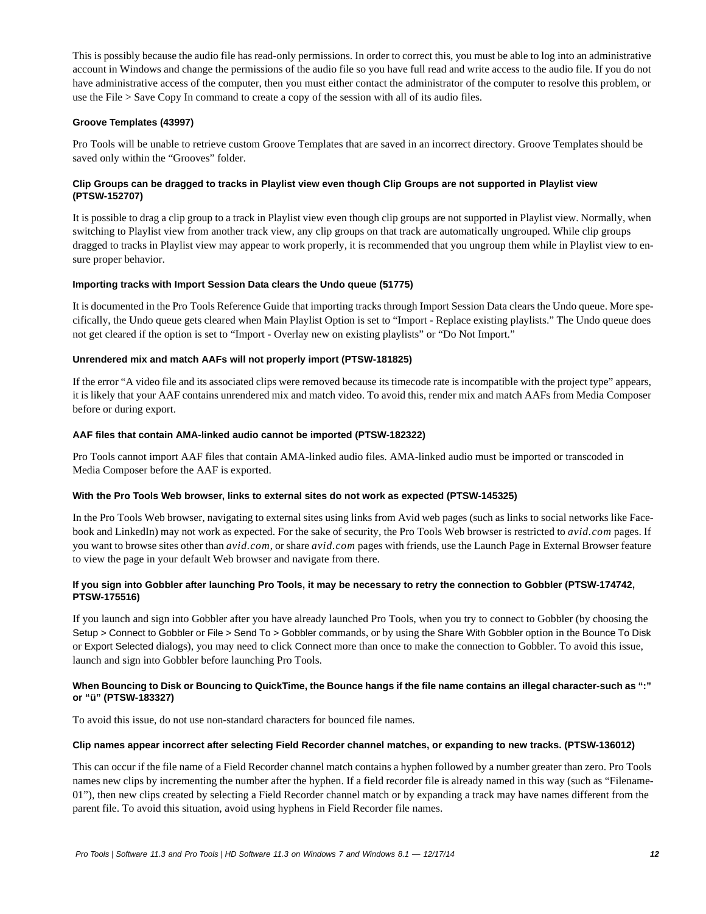This is possibly because the audio file has read-only permissions. In order to correct this, you must be able to log into an administrative account in Windows and change the permissions of the audio file so you have full read and write access to the audio file. If you do not have administrative access of the computer, then you must either contact the administrator of the computer to resolve this problem, or use the File > Save Copy In command to create a copy of the session with all of its audio files.

#### Groove Templates (43997)

Pro Tools will be unable to retrieve custom Groove Templates that are saved in an incorrect directory. Groove Templates should be saved only within the “Grooves” folder.

#### Clip Groups can be dragged to tracks in Playlist view even though Clip Groups are not supported in Playlist view (PTSW-152707)

It is possible to drag a clip group to a track in Playlist view even though clip groups are not supported in Playlist view. Normally, when switching to Playlist view from another track view, any clip groups on that track are automatically ungrouped. While clip groups dragged to tracks in Playlist view may appear to work properly, it is recommended that you ungroup them while in Playlist view to ensure proper behavior.

#### Importing tracks with Import Session Data clears the Undo queue (51775)

It is documented in the Pro Tools Reference Guide that importing tracks through Import Session Data clears the Undo queue. More specifically, the Undo queue gets cleared when Main Playlist Option is set to “Import - Replace existing playlists.” The Undo queue does not get cleared if the option is set to “Import - Overlay new on existing playlists” or “Do Not Import.”

#### Unrendered mix and match AAFs will not properly import (PTSW-181825)

If the error “A video file and its associated clips were removed because its timecode rate is incompatible with the project type” appears, it is likely that your AAF contains unrendered mix and match video. To avoid this, render mix and match AAFs from Media Composer before or during export.

#### AAF files that contain AMA-linked audio cannot be imported (PTSW-182322)

Pro Tools cannot import AAF files that contain AMA-linked audio files. AMA-linked audio must be imported or transcoded in Media Composer before the AAF is exported.

#### With the Pro Tools Web browser, links to external sites do not work as expected (PTSW-145325)

In the Pro Tools Web browser, navigating to external sites using links from Avid web pages (such as links to social networks like Facebook and LinkedIn) may not work as expected. For the sake of security, the Pro Tools Web browser is restricted to *avid.com* pages. If you want to browse sites other than *avid.com*, or share *avid.com* pages with friends, use the Launch Page in External Browser feature to view the page in your default Web browser and navigate from there.

#### If you sign into Gobbler after launching Pro Tools, it may be necessary to retry the connection to Gobbler (PTSW-174742, PTSW-175516)

If you launch and sign into Gobbler after you have already launched Pro Tools, when you try to connect to Gobbler (by choosing the Setup > Connect to Gobbler or File > Send To > Gobbler commands, or by using the Share With Gobbler option in the Bounce To Disk or Export Selected dialogs), you may need to click Connect more than once to make the connection to Gobbler. To avoid this issue, launch and sign into Gobbler before launching Pro Tools.

#### When Bouncing to Disk or Bouncing to QuickTime, the Bounce hangs if the file name contains an illegal character-such as “:” or “ü” (PTSW-183327)

To avoid this issue, do not use non-standard characters for bounced file names.

#### Clip names appear incorrect after selecting Field Recorder channel matches, or expanding to new tracks. (PTSW-136012)

This can occur if the file name of a Field Recorder channel match contains a hyphen followed by a number greater than zero. Pro Tools names new clips by incrementing the number after the hyphen. If a field recorder file is already named in this way (such as “Filename-01”), then new clips created by selecting a Field Recorder channel match or by expanding a track may have names different from the parent file. To avoid this situation, avoid using hyphens in Field Recorder file names.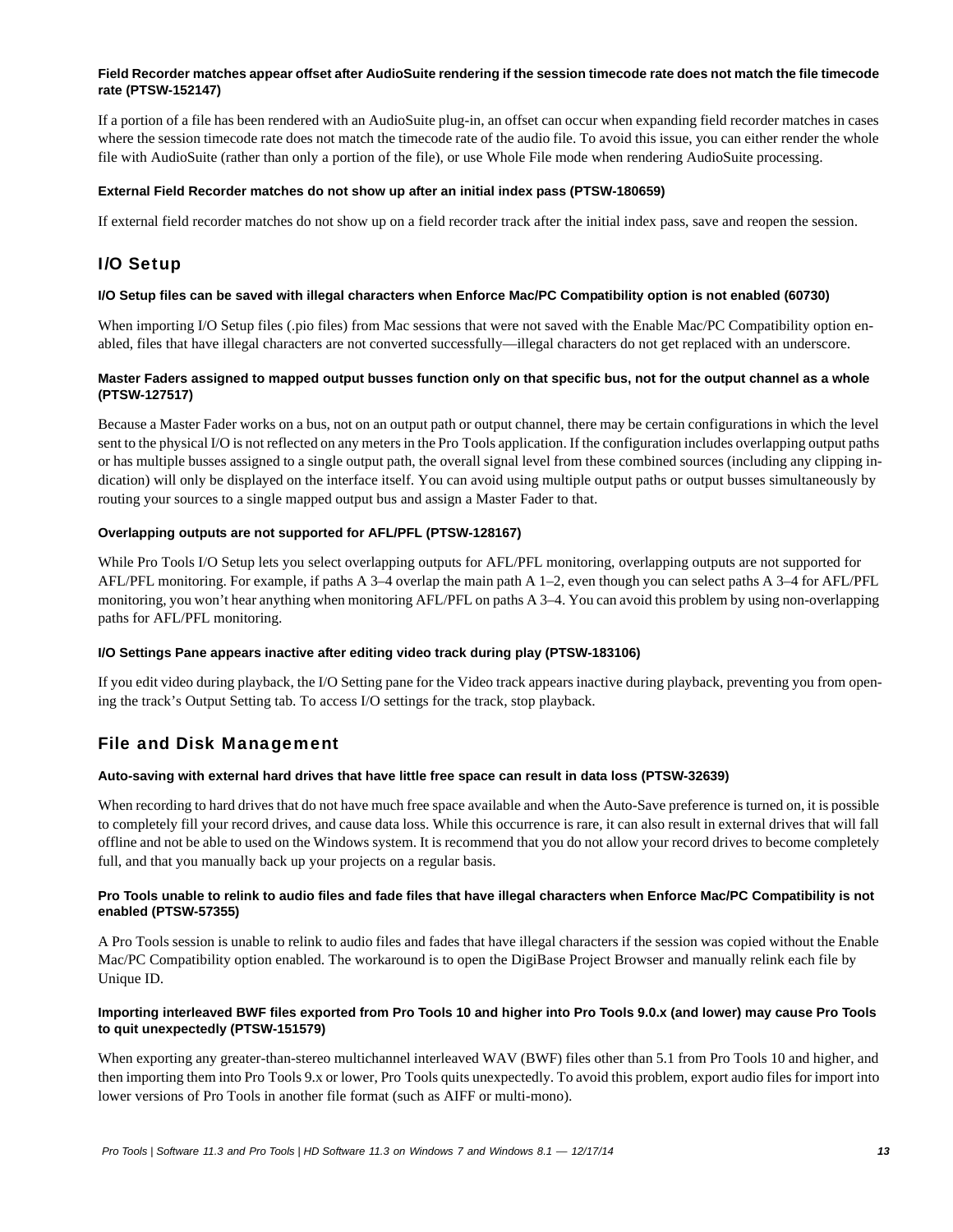#### Field Recorder matches appear offset after AudioSuite rendering if the session timecode rate does not match the file timecode rate (PTSW-152147)

If a portion of a file has been rendered with an AudioSuite plug-in, an offset can occur when expanding field recorder matches in cases where the session timecode rate does not match the timecode rate of the audio file. To avoid this issue, you can either render the whole file with AudioSuite (rather than only a portion of the file), or use Whole File mode when rendering AudioSuite processing.

#### External Field Recorder matches do not show up after an initial index pass (PTSW-180659)

If external field recorder matches do not show up on a field recorder track after the initial index pass, save and reopen the session.

## I/O Setup

#### I/O Setup files can be saved with illegal characters when Enforce Mac/PC Compatibility option is not enabled (60730)

When importing I/O Setup files (.pio files) from Mac sessions that were not saved with the Enable Mac/PC Compatibility option enabled, files that have illegal characters are not converted successfully—illegal characters do not get replaced with an underscore.

#### Master Faders assigned to mapped output busses function only on that specific bus, not for the output channel as a whole (PTSW-127517)

Because a Master Fader works on a bus, not on an output path or output channel, there may be certain configurations in which the level sent to the physical I/O is not reflected on any meters in the Pro Tools application. If the configuration includes overlapping output paths or has multiple busses assigned to a single output path, the overall signal level from these combined sources (including any clipping indication) will only be displayed on the interface itself. You can avoid using multiple output paths or output busses simultaneously by routing your sources to a single mapped output bus and assign a Master Fader to that.

#### Overlapping outputs are not supported for AFL/PFL (PTSW-128167)

While Pro Tools I/O Setup lets you select overlapping outputs for AFL/PFL monitoring, overlapping outputs are not supported for AFL/PFL monitoring. For example, if paths A 3–4 overlap the main path A 1–2, even though you can select paths A 3–4 for AFL/PFL monitoring, you won't hear anything when monitoring AFL/PFL on paths A 3–4. You can avoid this problem by using non-overlapping paths for AFL/PFL monitoring.

#### I/O Settings Pane appears inactive after editing video track during play (PTSW-183106)

If you edit video during playback, the I/O Setting pane for the Video track appears inactive during playback, preventing you from opening the track's Output Setting tab. To access I/O settings for the track, stop playback.

## File and Disk Management

#### Auto-saving with external hard drives that have little free space can result in data loss (PTSW-32639)

When recording to hard drives that do not have much free space available and when the Auto-Save preference is turned on, it is possible to completely fill your record drives, and cause data loss. While this occurrence is rare, it can also result in external drives that will fall offline and not be able to used on the Windows system. It is recommend that you do not allow your record drives to become completely full, and that you manually back up your projects on a regular basis.

#### Pro Tools unable to relink to audio files and fade files that have illegal characters when Enforce Mac/PC Compatibility is not enabled (PTSW-57355)

A Pro Tools session is unable to relink to audio files and fades that have illegal characters if the session was copied without the Enable Mac/PC Compatibility option enabled. The workaround is to open the DigiBase Project Browser and manually relink each file by Unique ID.

#### Importing interleaved BWF files exported from Pro Tools 10 and higher into Pro Tools 9.0.x (and lower) may cause Pro Tools to quit unexpectedly (PTSW-151579)

When exporting any greater-than-stereo multichannel interleaved WAV (BWF) files other than 5.1 from Pro Tools 10 and higher, and then importing them into Pro Tools 9.x or lower, Pro Tools quits unexpectedly. To avoid this problem, export audio files for import into lower versions of Pro Tools in another file format (such as AIFF or multi-mono).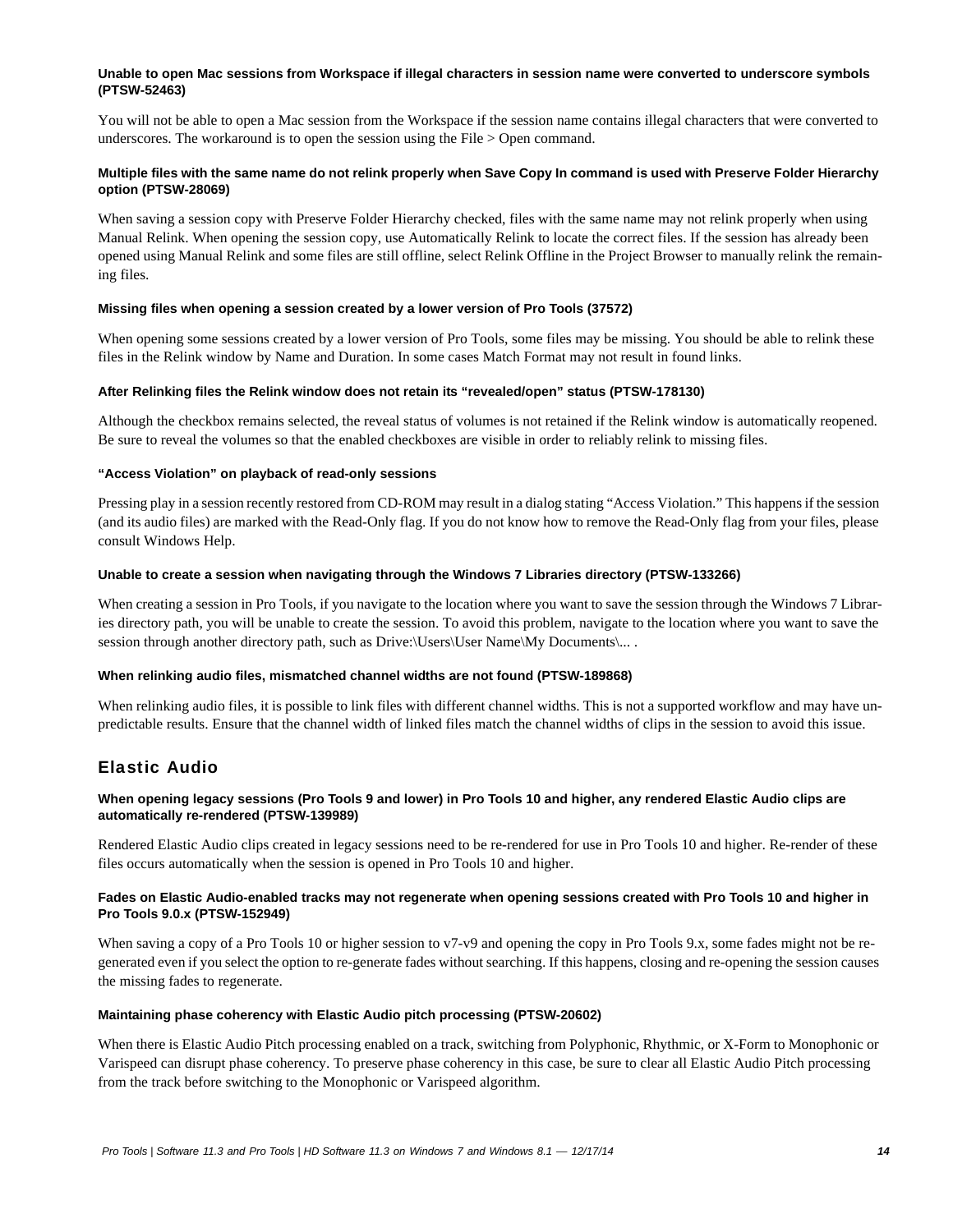#### Unable to open Mac sessions from Workspace if illegal characters in session name were converted to underscore symbols (PTSW-52463)

You will not be able to open a Mac session from the Workspace if the session name contains illegal characters that were converted to underscores. The workaround is to open the session using the File > Open command.

#### Multiple files with the same name do not relink properly when Save Copy In command is used with Preserve Folder Hierarchy option (PTSW-28069)

When saving a session copy with Preserve Folder Hierarchy checked, files with the same name may not relink properly when using Manual Relink. When opening the session copy, use Automatically Relink to locate the correct files. If the session has already been opened using Manual Relink and some files are still offline, select Relink Offline in the Project Browser to manually relink the remaining files.

#### Missing files when opening a session created by a lower version of Pro Tools (37572)

When opening some sessions created by a lower version of Pro Tools, some files may be missing. You should be able to relink these files in the Relink window by Name and Duration. In some cases Match Format may not result in found links.

#### After Relinking files the Relink window does not retain its “revealed/open” status (PTSW-178130)

Although the checkbox remains selected, the reveal status of volumes is not retained if the Relink window is automatically reopened. Be sure to reveal the volumes so that the enabled checkboxes are visible in order to reliably relink to missing files.

#### “Access Violation” on playback of read-only sessions

Pressing play in a session recently restored from CD-ROM may result in a dialog stating “Access Violation.” This happens if the session (and its audio files) are marked with the Read-Only flag. If you do not know how to remove the Read-Only flag from your files, please consult Windows Help.

#### Unable to create a session when navigating through the Windows 7 Libraries directory (PTSW-133266)

When creating a session in Pro Tools, if you navigate to the location where you want to save the session through the Windows 7 Libraries directory path, you will be unable to create the session. To avoid this problem, navigate to the location where you want to save the session through another directory path, such as Drive:\Users\User Name\My Documents\... .

#### When relinking audio files, mismatched channel widths are not found (PTSW-189868)

When relinking audio files, it is possible to link files with different channel widths. This is not a supported workflow and may have unpredictable results. Ensure that the channel width of linked files match the channel widths of clips in the session to avoid this issue.

## Elastic Audio

#### When opening legacy sessions (Pro Tools 9 and lower) in Pro Tools 10 and higher, any rendered Elastic Audio clips are automatically re-rendered (PTSW-139989)

Rendered Elastic Audio clips created in legacy sessions need to be re-rendered for use in Pro Tools 10 and higher. Re-render of these files occurs automatically when the session is opened in Pro Tools 10 and higher.

#### Fades on Elastic Audio-enabled tracks may not regenerate when opening sessions created with Pro Tools 10 and higher in Pro Tools 9.0.x (PTSW-152949)

When saving a copy of a Pro Tools 10 or higher session to v7-v9 and opening the copy in Pro Tools 9.x, some fades might not be regenerated even if you select the option to re-generate fades without searching. If this happens, closing and re-opening the session causes the missing fades to regenerate.

#### Maintaining phase coherency with Elastic Audio pitch processing (PTSW-20602)

When there is Elastic Audio Pitch processing enabled on a track, switching from Polyphonic, Rhythmic, or X-Form to Monophonic or Varispeed can disrupt phase coherency. To preserve phase coherency in this case, be sure to clear all Elastic Audio Pitch processing from the track before switching to the Monophonic or Varispeed algorithm.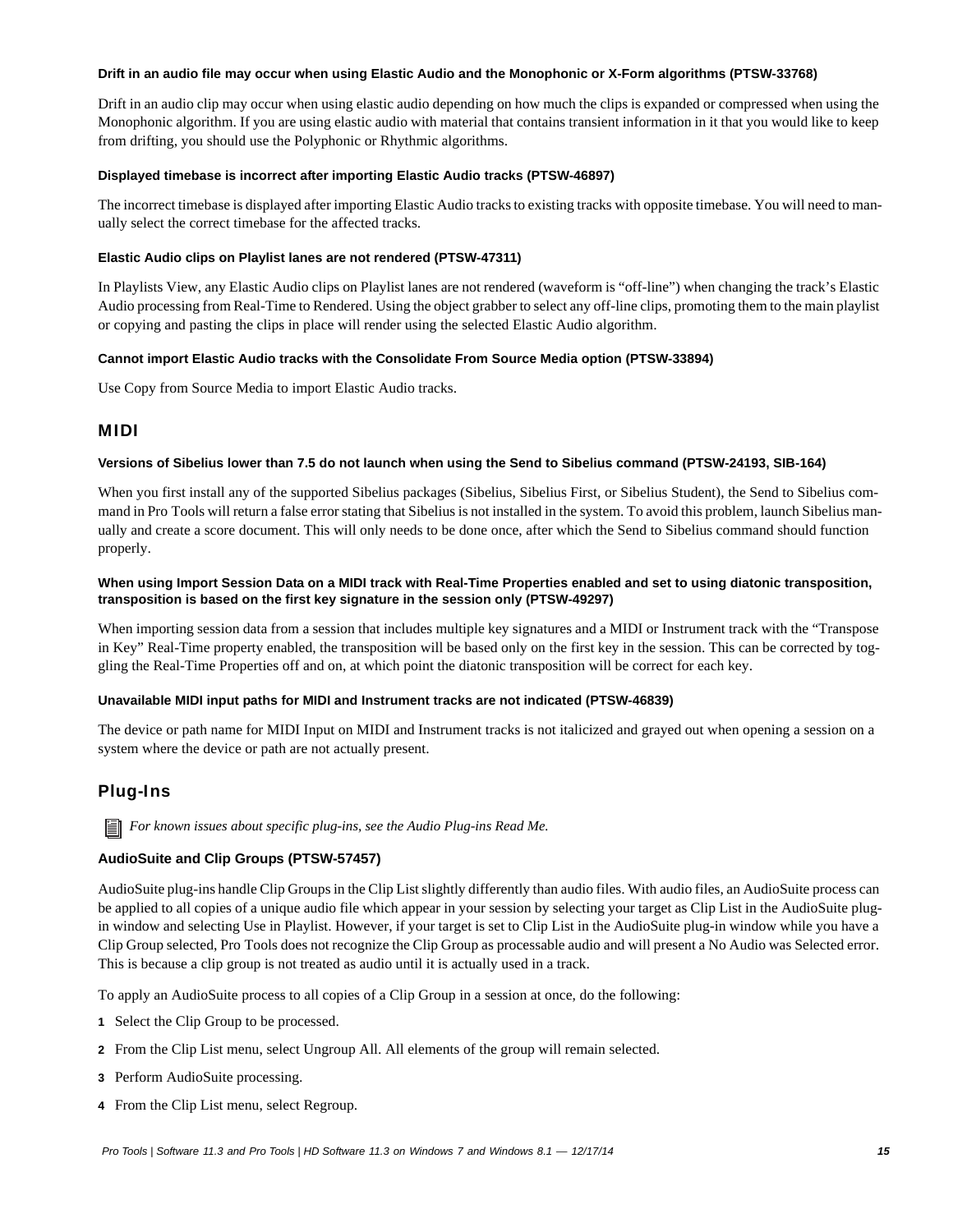#### Drift in an audio file may occur when using Elastic Audio and the Monophonic or X-Form algorithms (PTSW-33768)

Drift in an audio clip may occur when using elastic audio depending on how much the clips is expanded or compressed when using the Monophonic algorithm. If you are using elastic audio with material that contains transient information in it that you would like to keep from drifting, you should use the Polyphonic or Rhythmic algorithms.

#### Displayed timebase is incorrect after importing Elastic Audio tracks (PTSW-46897)

The incorrect timebase is displayed after importing Elastic Audio tracks to existing tracks with opposite timebase. You will need to manually select the correct timebase for the affected tracks.

#### Elastic Audio clips on Playlist lanes are not rendered (PTSW-47311)

In Playlists View, any Elastic Audio clips on Playlist lanes are not rendered (waveform is “off-line”) when changing the track’s Elastic Audio processing from Real-Time to Rendered. Using the object grabber to select any off-line clips, promoting them to the main playlist or copying and pasting the clips in place will render using the selected Elastic Audio algorithm.

#### Cannot import Elastic Audio tracks with the Consolidate From Source Media option (PTSW-33894)

Use Copy from Source Media to import Elastic Audio tracks.

## MIDI

#### Versions of Sibelius lower than 7.5 do not launch when using the Send to Sibelius command (PTSW-24193, SIB-164)

When you first install any of the supported Sibelius packages (Sibelius, Sibelius First, or Sibelius Student), the Send to Sibelius command in Pro Tools will return a false error stating that Sibelius is not installed in the system. To avoid this problem, launch Sibelius manually and create a score document. This will only needs to be done once, after which the Send to Sibelius command should function properly.

#### When using Import Session Data on a MIDI track with Real-Time Properties enabled and set to using diatonic transposition, transposition is based on the first key signature in the session only (PTSW-49297)

When importing session data from a session that includes multiple key signatures and a MIDI or Instrument track with the “Transpose in Key” Real-Time property enabled, the transposition will be based only on the first key in the session. This can be corrected by toggling the Real-Time Properties off and on, at which point the diatonic transposition will be correct for each key.

#### Unavailable MIDI input paths for MIDI and Instrument tracks are not indicated (PTSW-46839)

The device or path name for MIDI Input on MIDI and Instrument tracks is not italicized and grayed out when opening a session on a system where the device or path are not actually present.

## Plug-Ins

*For known issues about specific plug-ins, see the Audio Plug-ins Read Me.*

### AudioSuite and Clip Groups (PTSW-57457)

AudioSuite plug-ins handle Clip Groups in the Clip List slightly differently than audio files. With audio files, an AudioSuite process can be applied to all copies of a unique audio file which appear in your session by selecting your target as Clip List in the AudioSuite plug-in window and selecting Use in Playlist. However, if your target is set to Clip List in the AudioSuite plug-in window while you have a Clip Group selected, Pro Tools does not recognize the Clip Group as processable audio and will present a No Audio was Selected error. This is because a clip group is not treated as audio until it is actually used in a track.

To apply an AudioSuite process to all copies of a Clip Group in a session at once, do the following:

1. Select the Clip Group to be processed.
2. From the Clip List menu, select Ungroup All. All elements of the group will remain selected.
3. Perform AudioSuite processing.
4. From the Clip List menu, select Regroup.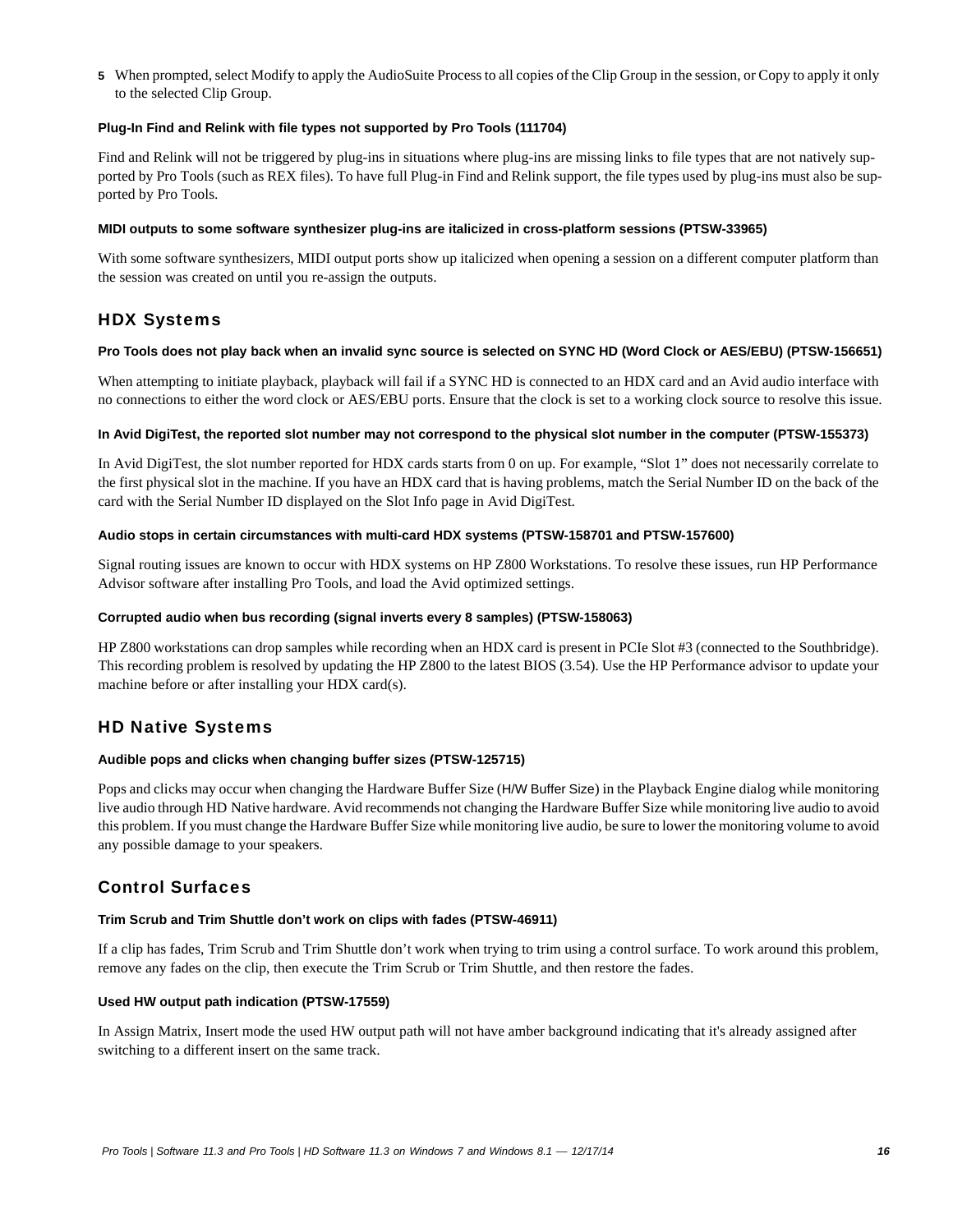5 When prompted, select Modify to apply the AudioSuite Process to all copies of the Clip Group in the session, or Copy to apply it only to the selected Clip Group.

#### Plug-In Find and Relink with file types not supported by Pro Tools (111704)

Find and Relink will not be triggered by plug-ins in situations where plug-ins are missing links to file types that are not natively supported by Pro Tools (such as REX files). To have full Plug-in Find and Relink support, the file types used by plug-ins must also be supported by Pro Tools.

#### MIDI outputs to some software synthesizer plug-ins are italicized in cross-platform sessions (PTSW-33965)

With some software synthesizers, MIDI output ports show up italicized when opening a session on a different computer platform than the session was created on until you re-assign the outputs.

## HDX Systems

#### Pro Tools does not play back when an invalid sync source is selected on SYNC HD (Word Clock or AES/EBU) (PTSW-156651)

When attempting to initiate playback, playback will fail if a SYNC HD is connected to an HDX card and an Avid audio interface with no connections to either the word clock or AES/EBU ports. Ensure that the clock is set to a working clock source to resolve this issue.

#### In Avid DigiTest, the reported slot number may not correspond to the physical slot number in the computer (PTSW-155373)

In Avid DigiTest, the slot number reported for HDX cards starts from 0 on up. For example, “Slot 1” does not necessarily correlate to the first physical slot in the machine. If you have an HDX card that is having problems, match the Serial Number ID on the back of the card with the Serial Number ID displayed on the Slot Info page in Avid DigiTest.

#### Audio stops in certain circumstances with multi-card HDX systems (PTSW-158701 and PTSW-157600)

Signal routing issues are known to occur with HDX systems on HP Z800 Workstations. To resolve these issues, run HP Performance Advisor software after installing Pro Tools, and load the Avid optimized settings.

#### Corrupted audio when bus recording (signal inverts every 8 samples) (PTSW-158063)

HP Z800 workstations can drop samples while recording when an HDX card is present in PCIe Slot #3 (connected to the Southbridge). This recording problem is resolved by updating the HP Z800 to the latest BIOS (3.54). Use the HP Performance advisor to update your machine before or after installing your HDX card(s).

## HD Native Systems

#### Audible pops and clicks when changing buffer sizes (PTSW-125715)

Pops and clicks may occur when changing the Hardware Buffer Size (H/W Buffer Size) in the Playback Engine dialog while monitoring live audio through HD Native hardware. Avid recommends not changing the Hardware Buffer Size while monitoring live audio to avoid this problem. If you must change the Hardware Buffer Size while monitoring live audio, be sure to lower the monitoring volume to avoid any possible damage to your speakers.

## Control Surfaces

#### Trim Scrub and Trim Shuttle don’t work on clips with fades (PTSW-46911)

If a clip has fades, Trim Scrub and Trim Shuttle don’t work when trying to trim using a control surface. To work around this problem, remove any fades on the clip, then execute the Trim Scrub or Trim Shuttle, and then restore the fades.

#### Used HW output path indication (PTSW-17559)

In Assign Matrix, Insert mode the used HW output path will not have amber background indicating that it's already assigned after switching to a different insert on the same track.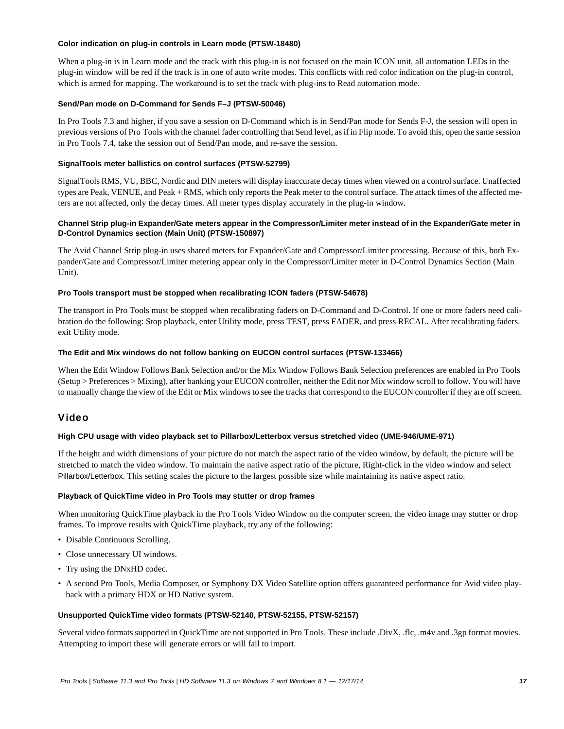#### Color indication on plug-in controls in Learn mode (PTSW-18480)

When a plug-in is in Learn mode and the track with this plug-in is not focused on the main ICON unit, all automation LEDs in the plug-in window will be red if the track is in one of auto write modes. This conflicts with red color indication on the plug-in control, which is armed for mapping. The workaround is to set the track with plug-ins to Read automation mode.

#### Send/Pan mode on D-Command for Sends F–J (PTSW-50046)

In Pro Tools 7.3 and higher, if you save a session on D-Command which is in Send/Pan mode for Sends F-J, the session will open in previous versions of Pro Tools with the channel fader controlling that Send level, as if in Flip mode. To avoid this, open the same session in Pro Tools 7.4, take the session out of Send/Pan mode, and re-save the session.

#### SignalTools meter ballistics on control surfaces (PTSW-52799)

SignalTools RMS, VU, BBC, Nordic and DIN meters will display inaccurate decay times when viewed on a control surface. Unaffected types are Peak, VENUE, and Peak + RMS, which only reports the Peak meter to the control surface. The attack times of the affected meters are not affected, only the decay times. All meter types display accurately in the plug-in window.

#### Channel Strip plug-in Expander/Gate meters appear in the Compressor/Limiter meter instead of in the Expander/Gate meter in D-Control Dynamics section (Main Unit) (PTSW-150897)

The Avid Channel Strip plug-in uses shared meters for Expander/Gate and Compressor/Limiter processing. Because of this, both Expander/Gate and Compressor/Limiter metering appear only in the Compressor/Limiter meter in D-Control Dynamics Section (Main Unit).

#### Pro Tools transport must be stopped when recalibrating ICON faders (PTSW-54678)

The transport in Pro Tools must be stopped when recalibrating faders on D-Command and D-Control. If one or more faders need calibration do the following: Stop playback, enter Utility mode, press TEST, press FADER, and press RECAL. After recalibrating faders. exit Utility mode.

#### The Edit and Mix windows do not follow banking on EUCON control surfaces (PTSW-133466)

When the Edit Window Follows Bank Selection and/or the Mix Window Follows Bank Selection preferences are enabled in Pro Tools (Setup > Preferences > Mixing), after banking your EUCON controller, neither the Edit nor Mix window scroll to follow. You will have to manually change the view of the Edit or Mix windows to see the tracks that correspond to the EUCON controller if they are off screen.

## Video

#### High CPU usage with video playback set to Pillarbox/Letterbox versus stretched video (UME-946/UME-971)

If the height and width dimensions of your picture do not match the aspect ratio of the video window, by default, the picture will be stretched to match the video window. To maintain the native aspect ratio of the picture, Right-click in the video window and select Pillarbox/Letterbox. This setting scales the picture to the largest possible size while maintaining its native aspect ratio.

#### Playback of QuickTime video in Pro Tools may stutter or drop frames

When monitoring QuickTime playback in the Pro Tools Video Window on the computer screen, the video image may stutter or drop frames. To improve results with QuickTime playback, try any of the following:

- Disable Continuous Scrolling.
- Close unnecessary UI windows.
- Try using the DNxHD codec.
- A second Pro Tools, Media Composer, or Symphony DX Video Satellite option offers guaranteed performance for Avid video playback with a primary HDX or HD Native system.

#### Unsupported QuickTime video formats (PTSW-52140, PTSW-52155, PTSW-52157)

Several video formats supported in QuickTime are not supported in Pro Tools. These include .DivX, .flc, .m4v and .3gp format movies. Attempting to import these will generate errors or will fail to import.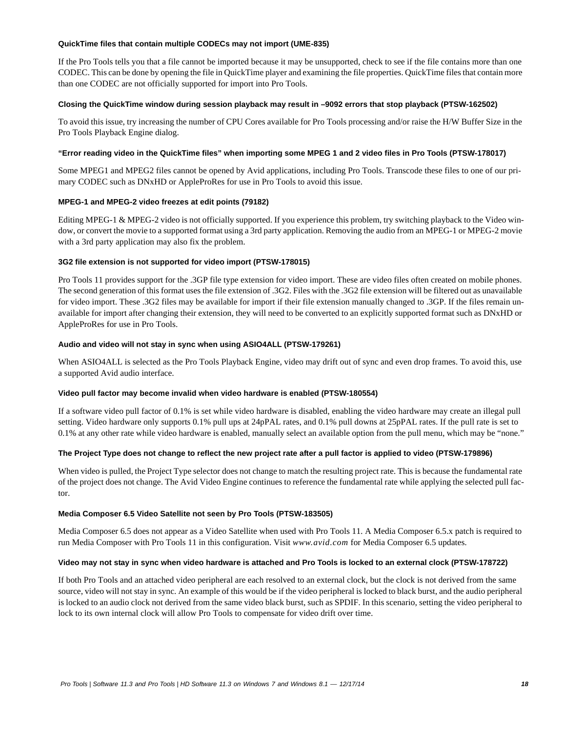#### QuickTime files that contain multiple CODECs may not import (UME-835)

If the Pro Tools tells you that a file cannot be imported because it may be unsupported, check to see if the file contains more than one CODEC. This can be done by opening the file in QuickTime player and examining the file properties. QuickTime files that contain more than one CODEC are not officially supported for import into Pro Tools.

#### Closing the QuickTime window during session playback may result in –9092 errors that stop playback (PTSW-162502)

To avoid this issue, try increasing the number of CPU Cores available for Pro Tools processing and/or raise the H/W Buffer Size in the Pro Tools Playback Engine dialog.

#### "Error reading video in the QuickTime files" when importing some MPEG 1 and 2 video files in Pro Tools (PTSW-178017)

Some MPEG1 and MPEG2 files cannot be opened by Avid applications, including Pro Tools. Transcode these files to one of our primary CODEC such as DNxHD or AppleProRes for use in Pro Tools to avoid this issue.

#### MPEG-1 and MPEG-2 video freezes at edit points (79182)

Editing MPEG-1 & MPEG-2 video is not officially supported. If you experience this problem, try switching playback to the Video window, or convert the movie to a supported format using a 3rd party application. Removing the audio from an MPEG-1 or MPEG-2 movie with a 3rd party application may also fix the problem.

#### 3G2 file extension is not supported for video import (PTSW-178015)

Pro Tools 11 provides support for the .3GP file type extension for video import. These are video files often created on mobile phones. The second generation of this format uses the file extension of .3G2. Files with the .3G2 file extension will be filtered out as unavailable for video import. These .3G2 files may be available for import if their file extension manually changed to .3GP. If the files remain unavailable for import after changing their extension, they will need to be converted to an explicitly supported format such as DNxHD or AppleProRes for use in Pro Tools.

#### Audio and video will not stay in sync when using ASIO4ALL (PTSW-179261)

When ASIO4ALL is selected as the Pro Tools Playback Engine, video may drift out of sync and even drop frames. To avoid this, use a supported Avid audio interface.

#### Video pull factor may become invalid when video hardware is enabled (PTSW-180554)

If a software video pull factor of 0.1% is set while video hardware is disabled, enabling the video hardware may create an illegal pull setting. Video hardware only supports 0.1% pull ups at 24pPAL rates, and 0.1% pull downs at 25pPAL rates. If the pull rate is set to 0.1% at any other rate while video hardware is enabled, manually select an available option from the pull menu, which may be "none."

#### The Project Type does not change to reflect the new project rate after a pull factor is applied to video (PTSW-179896)

When video is pulled, the Project Type selector does not change to match the resulting project rate. This is because the fundamental rate of the project does not change. The Avid Video Engine continues to reference the fundamental rate while applying the selected pull factor.

#### Media Composer 6.5 Video Satellite not seen by Pro Tools (PTSW-183505)

Media Composer 6.5 does not appear as a Video Satellite when used with Pro Tools 11. A Media Composer 6.5.x patch is required to run Media Composer with Pro Tools 11 in this configuration. Visit *www.avid.com* for Media Composer 6.5 updates.

#### Video may not stay in sync when video hardware is attached and Pro Tools is locked to an external clock (PTSW-178722)

If both Pro Tools and an attached video peripheral are each resolved to an external clock, but the clock is not derived from the same source, video will not stay in sync. An example of this would be if the video peripheral is locked to black burst, and the audio peripheral is locked to an audio clock not derived from the same video black burst, such as SPDIF. In this scenario, setting the video peripheral to lock to its own internal clock will allow Pro Tools to compensate for video drift over time.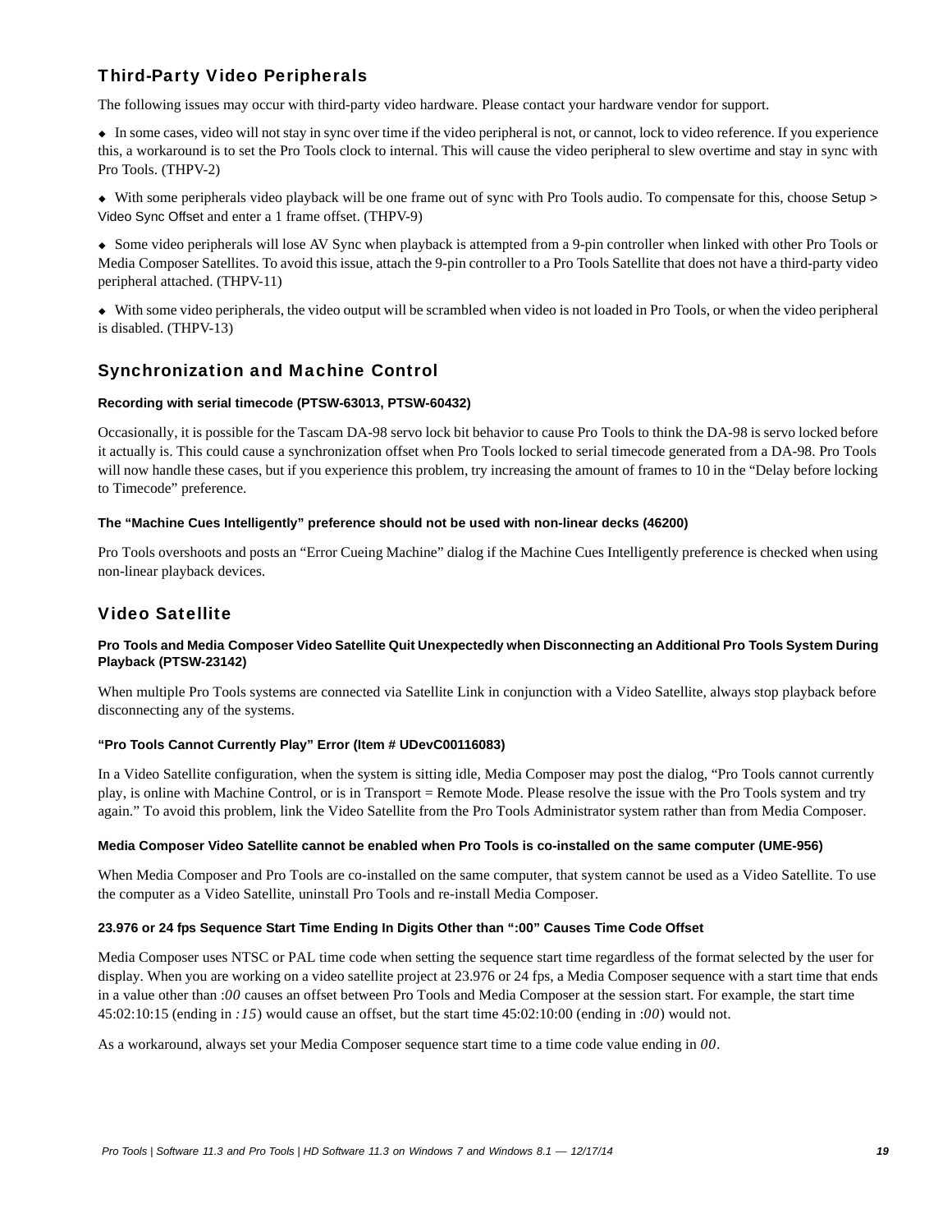## Third-Party Video Peripherals

The following issues may occur with third-party video hardware. Please contact your hardware vendor for support.

- In some cases, video will not stay in sync over time if the video peripheral is not, or cannot, lock to video reference. If you experience this, a workaround is to set the Pro Tools clock to internal. This will cause the video peripheral to slew overtime and stay in sync with Pro Tools. (THPV-2)
- With some peripherals video playback will be one frame out of sync with Pro Tools audio. To compensate for this, choose Setup > Video Sync Offset and enter a 1 frame offset. (THPV-9)
- Some video peripherals will lose AV Sync when playback is attempted from a 9-pin controller when linked with other Pro Tools or Media Composer Satellites. To avoid this issue, attach the 9-pin controller to a Pro Tools Satellite that does not have a third-party video peripheral attached. (THPV-11)
- With some video peripherals, the video output will be scrambled when video is not loaded in Pro Tools, or when the video peripheral is disabled. (THPV-13)

## Synchronization and Machine Control

#### Recording with serial timecode (PTSW-63013, PTSW-60432)

Occasionally, it is possible for the Tascam DA-98 servo lock bit behavior to cause Pro Tools to think the DA-98 is servo locked before it actually is. This could cause a synchronization offset when Pro Tools locked to serial timecode generated from a DA-98. Pro Tools will now handle these cases, but if you experience this problem, try increasing the amount of frames to 10 in the “Delay before locking to Timecode” preference.

#### The “Machine Cues Intelligently” preference should not be used with non-linear decks (46200)

Pro Tools overshoots and posts an “Error Cueing Machine” dialog if the Machine Cues Intelligently preference is checked when using non-linear playback devices.

## Video Satellite

#### Pro Tools and Media Composer Video Satellite Quit Unexpectedly when Disconnecting an Additional Pro Tools System During Playback (PTSW-23142)

When multiple Pro Tools systems are connected via Satellite Link in conjunction with a Video Satellite, always stop playback before disconnecting any of the systems.

#### “Pro Tools Cannot Currently Play” Error (Item # UDevC00116083)

In a Video Satellite configuration, when the system is sitting idle, Media Composer may post the dialog, “Pro Tools cannot currently play, is online with Machine Control, or is in Transport = Remote Mode. Please resolve the issue with the Pro Tools system and try again.” To avoid this problem, link the Video Satellite from the Pro Tools Administrator system rather than from Media Composer.

#### Media Composer Video Satellite cannot be enabled when Pro Tools is co-installed on the same computer (UME-956)

When Media Composer and Pro Tools are co-installed on the same computer, that system cannot be used as a Video Satellite. To use the computer as a Video Satellite, uninstall Pro Tools and re-install Media Composer.

#### 23.976 or 24 fps Sequence Start Time Ending In Digits Other than “:00” Causes Time Code Offset

Media Composer uses NTSC or PAL time code when setting the sequence start time regardless of the format selected by the user for display. When you are working on a video satellite project at 23.976 or 24 fps, a Media Composer sequence with a start time that ends in a value other than *:00* causes an offset between Pro Tools and Media Composer at the session start. For example, the start time 45:02:10:15 (ending in *:15*) would cause an offset, but the start time 45:02:10:00 (ending in *:00*) would not.

As a workaround, always set your Media Composer sequence start time to a time code value ending in *00*.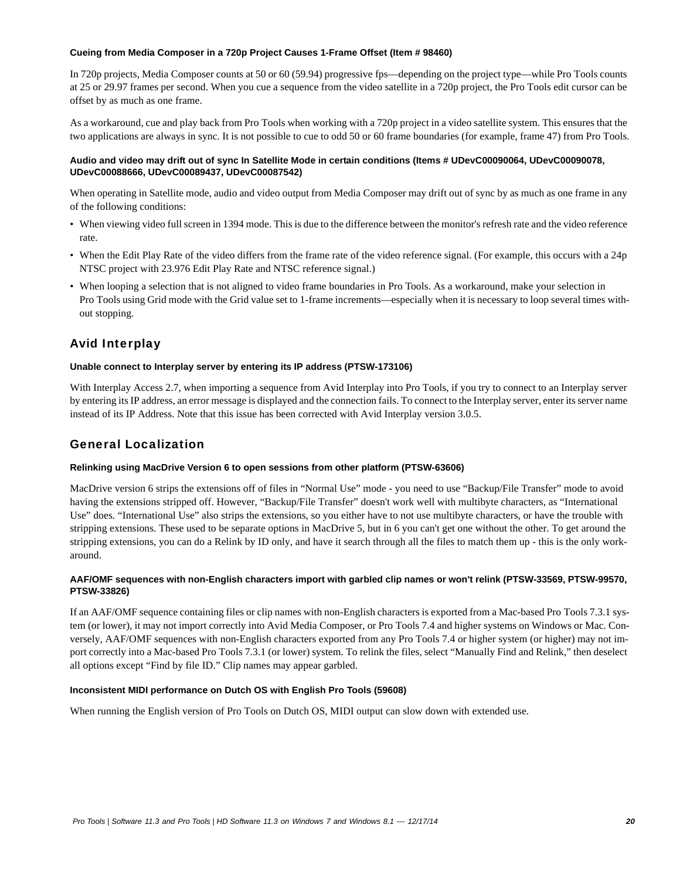#### Cueing from Media Composer in a 720p Project Causes 1-Frame Offset (Item # 98460)

In 720p projects, Media Composer counts at 50 or 60 (59.94) progressive fps—depending on the project type—while Pro Tools counts at 25 or 29.97 frames per second. When you cue a sequence from the video satellite in a 720p project, the Pro Tools edit cursor can be offset by as much as one frame.

As a workaround, cue and play back from Pro Tools when working with a 720p project in a video satellite system. This ensures that the two applications are always in sync. It is not possible to cue to odd 50 or 60 frame boundaries (for example, frame 47) from Pro Tools.

#### Audio and video may drift out of sync In Satellite Mode in certain conditions (Items # UDevC00090064, UDevC00090078, UDevC00088666, UDevC00089437, UDevC00087542)

When operating in Satellite mode, audio and video output from Media Composer may drift out of sync by as much as one frame in any of the following conditions:

- When viewing video full screen in 1394 mode. This is due to the difference between the monitor's refresh rate and the video reference rate.
- When the Edit Play Rate of the video differs from the frame rate of the video reference signal. (For example, this occurs with a 24p NTSC project with 23.976 Edit Play Rate and NTSC reference signal.)
- When looping a selection that is not aligned to video frame boundaries in Pro Tools. As a workaround, make your selection in Pro Tools using Grid mode with the Grid value set to 1-frame increments—especially when it is necessary to loop several times without stopping.

## Avid Interplay

#### Unable connect to Interplay server by entering its IP address (PTSW-173106)

With Interplay Access 2.7, when importing a sequence from Avid Interplay into Pro Tools, if you try to connect to an Interplay server by entering its IP address, an error message is displayed and the connection fails. To connect to the Interplay server, enter its server name instead of its IP Address. Note that this issue has been corrected with Avid Interplay version 3.0.5.

## General Localization

#### Relinking using MacDrive Version 6 to open sessions from other platform (PTSW-63606)

MacDrive version 6 strips the extensions off of files in "Normal Use" mode - you need to use "Backup/File Transfer" mode to avoid having the extensions stripped off. However, "Backup/File Transfer" doesn't work well with multibyte characters, as "International Use" does. "International Use" also strips the extensions, so you either have to not use multibyte characters, or have the trouble with stripping extensions. These used to be separate options in MacDrive 5, but in 6 you can't get one without the other. To get around the stripping extensions, you can do a Relink by ID only, and have it search through all the files to match them up - this is the only workaround.

#### AAF/OMF sequences with non-English characters import with garbled clip names or won't relink (PTSW-33569, PTSW-99570, PTSW-33826)

If an AAF/OMF sequence containing files or clip names with non-English characters is exported from a Mac-based Pro Tools 7.3.1 system (or lower), it may not import correctly into Avid Media Composer, or Pro Tools 7.4 and higher systems on Windows or Mac. Conversely, AAF/OMF sequences with non-English characters exported from any Pro Tools 7.4 or higher system (or higher) may not import correctly into a Mac-based Pro Tools 7.3.1 (or lower) system. To relink the files, select "Manually Find and Relink," then deselect all options except "Find by file ID." Clip names may appear garbled.

#### Inconsistent MIDI performance on Dutch OS with English Pro Tools (59608)

When running the English version of Pro Tools on Dutch OS, MIDI output can slow down with extended use.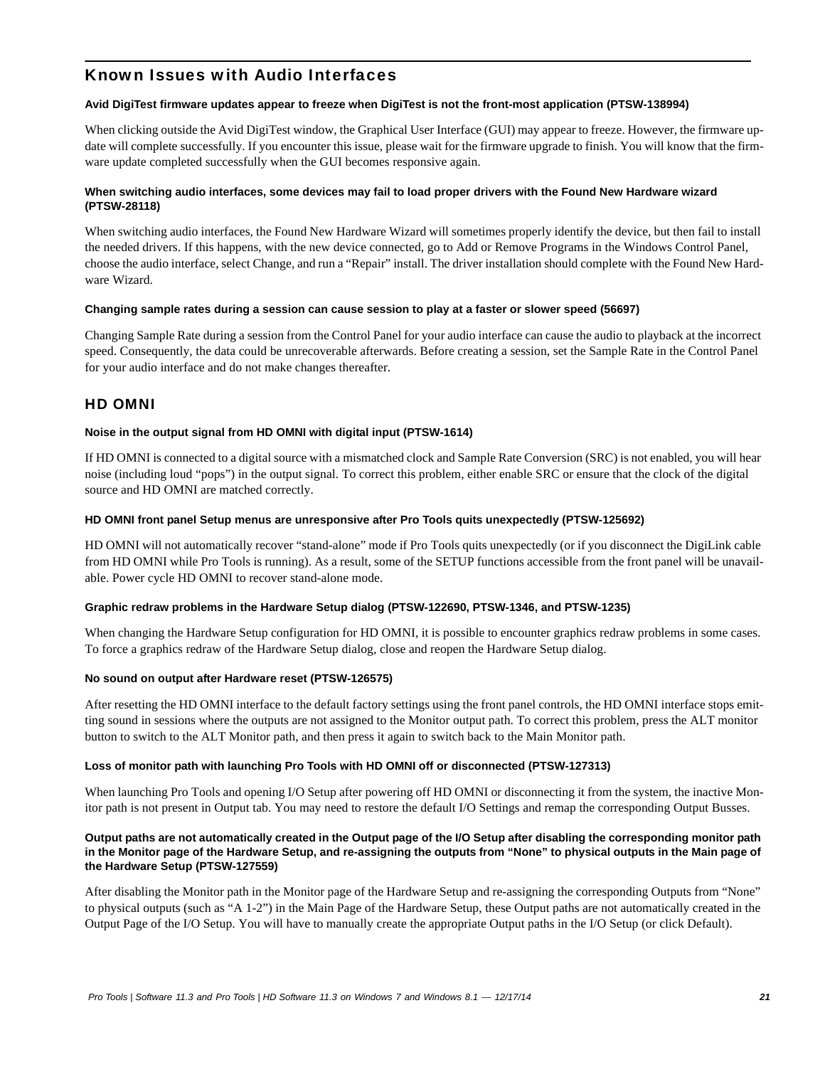## Known Issues with Audio Interfaces

#### Avid DigiTest firmware updates appear to freeze when DigiTest is not the front-most application (PTSW-138994)

When clicking outside the Avid DigiTest window, the Graphical User Interface (GUI) may appear to freeze. However, the firmware update will complete successfully. If you encounter this issue, please wait for the firmware upgrade to finish. You will know that the firmware update completed successfully when the GUI becomes responsive again.

#### When switching audio interfaces, some devices may fail to load proper drivers with the Found New Hardware wizard (PTSW-28118)

When switching audio interfaces, the Found New Hardware Wizard will sometimes properly identify the device, but then fail to install the needed drivers. If this happens, with the new device connected, go to Add or Remove Programs in the Windows Control Panel, choose the audio interface, select Change, and run a "Repair" install. The driver installation should complete with the Found New Hardware Wizard.

#### Changing sample rates during a session can cause session to play at a faster or slower speed (56697)

Changing Sample Rate during a session from the Control Panel for your audio interface can cause the audio to playback at the incorrect speed. Consequently, the data could be unrecoverable afterwards. Before creating a session, set the Sample Rate in the Control Panel for your audio interface and do not make changes thereafter.

### HD OMNI

#### Noise in the output signal from HD OMNI with digital input (PTSW-1614)

If HD OMNI is connected to a digital source with a mismatched clock and Sample Rate Conversion (SRC) is not enabled, you will hear noise (including loud "pops") in the output signal. To correct this problem, either enable SRC or ensure that the clock of the digital source and HD OMNI are matched correctly.

#### HD OMNI front panel Setup menus are unresponsive after Pro Tools quits unexpectedly (PTSW-125692)

HD OMNI will not automatically recover "stand-alone" mode if Pro Tools quits unexpectedly (or if you disconnect the DigiLink cable from HD OMNI while Pro Tools is running). As a result, some of the SETUP functions accessible from the front panel will be unavailable. Power cycle HD OMNI to recover stand-alone mode.

#### Graphic redraw problems in the Hardware Setup dialog (PTSW-122690, PTSW-1346, and PTSW-1235)

When changing the Hardware Setup configuration for HD OMNI, it is possible to encounter graphics redraw problems in some cases. To force a graphics redraw of the Hardware Setup dialog, close and reopen the Hardware Setup dialog.

#### No sound on output after Hardware reset (PTSW-126575)

After resetting the HD OMNI interface to the default factory settings using the front panel controls, the HD OMNI interface stops emitting sound in sessions where the outputs are not assigned to the Monitor output path. To correct this problem, press the ALT monitor button to switch to the ALT Monitor path, and then press it again to switch back to the Main Monitor path.

#### Loss of monitor path with launching Pro Tools with HD OMNI off or disconnected (PTSW-127313)

When launching Pro Tools and opening I/O Setup after powering off HD OMNI or disconnecting it from the system, the inactive Monitor path is not present in Output tab. You may need to restore the default I/O Settings and remap the corresponding Output Busses.

#### Output paths are not automatically created in the Output page of the I/O Setup after disabling the corresponding monitor path in the Monitor page of the Hardware Setup, and re-assigning the outputs from "None" to physical outputs in the Main page of the Hardware Setup (PTSW-127559)

After disabling the Monitor path in the Monitor page of the Hardware Setup and re-assigning the corresponding Outputs from "None" to physical outputs (such as "A 1-2") in the Main Page of the Hardware Setup, these Output paths are not automatically created in the Output Page of the I/O Setup. You will have to manually create the appropriate Output paths in the I/O Setup (or click Default).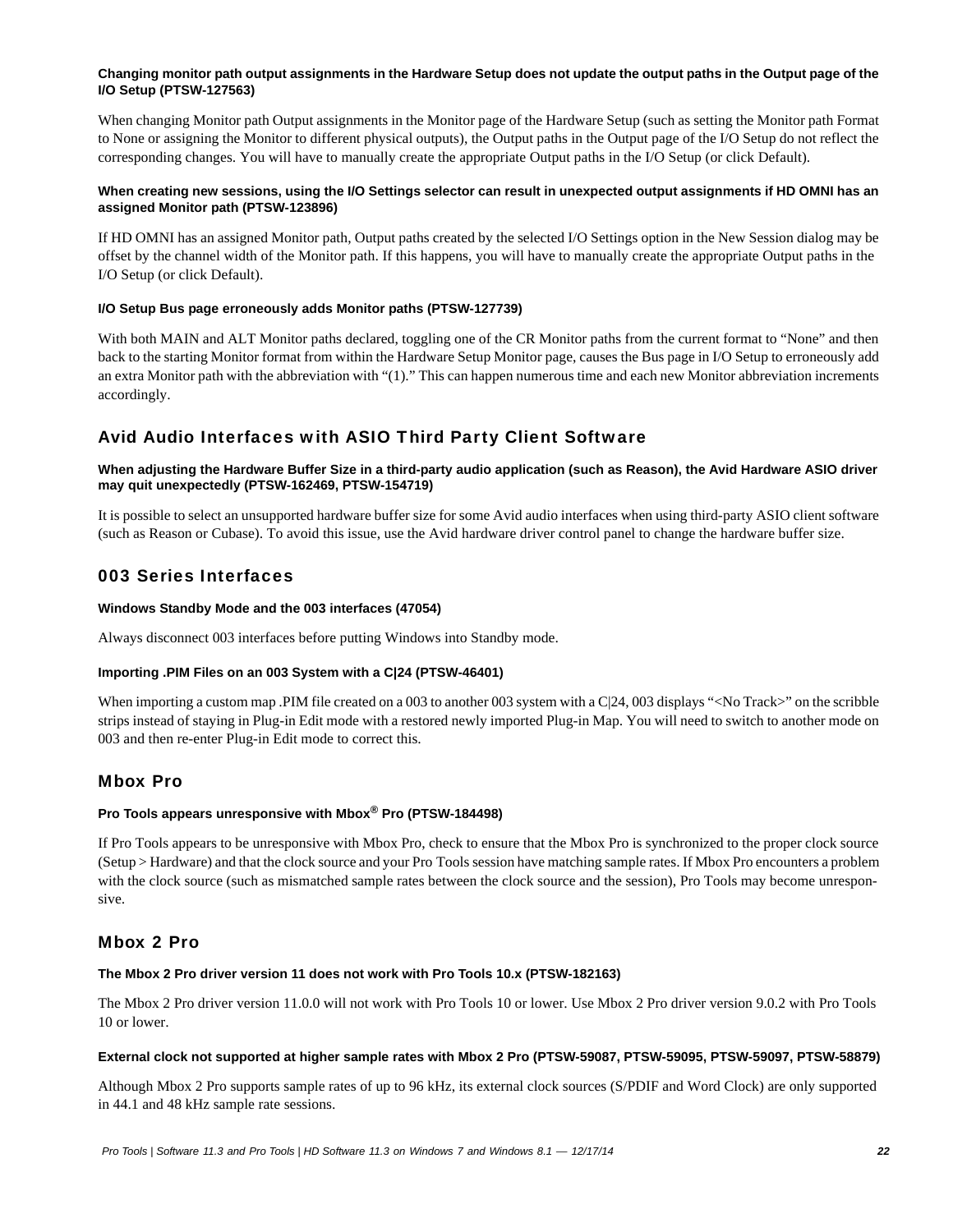**Changing monitor path output assignments in the Hardware Setup does not update the output paths in the Output page of the I/O Setup (PTSW-127563)**

When changing Monitor path Output assignments in the Monitor page of the Hardware Setup (such as setting the Monitor path Format to None or assigning the Monitor to different physical outputs), the Output paths in the Output page of the I/O Setup do not reflect the corresponding changes. You will have to manually create the appropriate Output paths in the I/O Setup (or click Default).

**When creating new sessions, using the I/O Settings selector can result in unexpected output assignments if HD OMNI has an assigned Monitor path (PTSW-123896)**

If HD OMNI has an assigned Monitor path, Output paths created by the selected I/O Settings option in the New Session dialog may be offset by the channel width of the Monitor path. If this happens, you will have to manually create the appropriate Output paths in the I/O Setup (or click Default).

**I/O Setup Bus page erroneously adds Monitor paths (PTSW-127739)**

With both MAIN and ALT Monitor paths declared, toggling one of the CR Monitor paths from the current format to “None” and then back to the starting Monitor format from within the Hardware Setup Monitor page, causes the Bus page in I/O Setup to erroneously add an extra Monitor path with the abbreviation with “(1).” This can happen numerous time and each new Monitor abbreviation increments accordingly.

## Avid Audio Interfaces with ASIO Third Party Client Software

**When adjusting the Hardware Buffer Size in a third-party audio application (such as Reason), the Avid Hardware ASIO driver may quit unexpectedly (PTSW-162469, PTSW-154719)**

It is possible to select an unsupported hardware buffer size for some Avid audio interfaces when using third-party ASIO client software (such as Reason or Cubase). To avoid this issue, use the Avid hardware driver control panel to change the hardware buffer size.

## 003 Series Interfaces

**Windows Standby Mode and the 003 interfaces (47054)**

Always disconnect 003 interfaces before putting Windows into Standby mode.

**Importing .PIM Files on an 003 System with a C|24 (PTSW-46401)**

When importing a custom map .PIM file created on a 003 to another 003 system with a C|24, 003 displays “<No Track>” on the scribble strips instead of staying in Plug-in Edit mode with a restored newly imported Plug-in Map. You will need to switch to another mode on 003 and then re-enter Plug-in Edit mode to correct this.

## Mbox Pro

**Pro Tools appears unresponsive with Mbox® Pro (PTSW-184498)**

If Pro Tools appears to be unresponsive with Mbox Pro, check to ensure that the Mbox Pro is synchronized to the proper clock source (Setup > Hardware) and that the clock source and your Pro Tools session have matching sample rates. If Mbox Pro encounters a problem with the clock source (such as mismatched sample rates between the clock source and the session), Pro Tools may become unresponsive.

## Mbox 2 Pro

**The Mbox 2 Pro driver version 11 does not work with Pro Tools 10.x (PTSW-182163)**

The Mbox 2 Pro driver version 11.0.0 will not work with Pro Tools 10 or lower. Use Mbox 2 Pro driver version 9.0.2 with Pro Tools 10 or lower.

**External clock not supported at higher sample rates with Mbox 2 Pro (PTSW-59087, PTSW-59095, PTSW-59097, PTSW-58879)**

Although Mbox 2 Pro supports sample rates of up to 96 kHz, its external clock sources (S/PDIF and Word Clock) are only supported in 44.1 and 48 kHz sample rate sessions.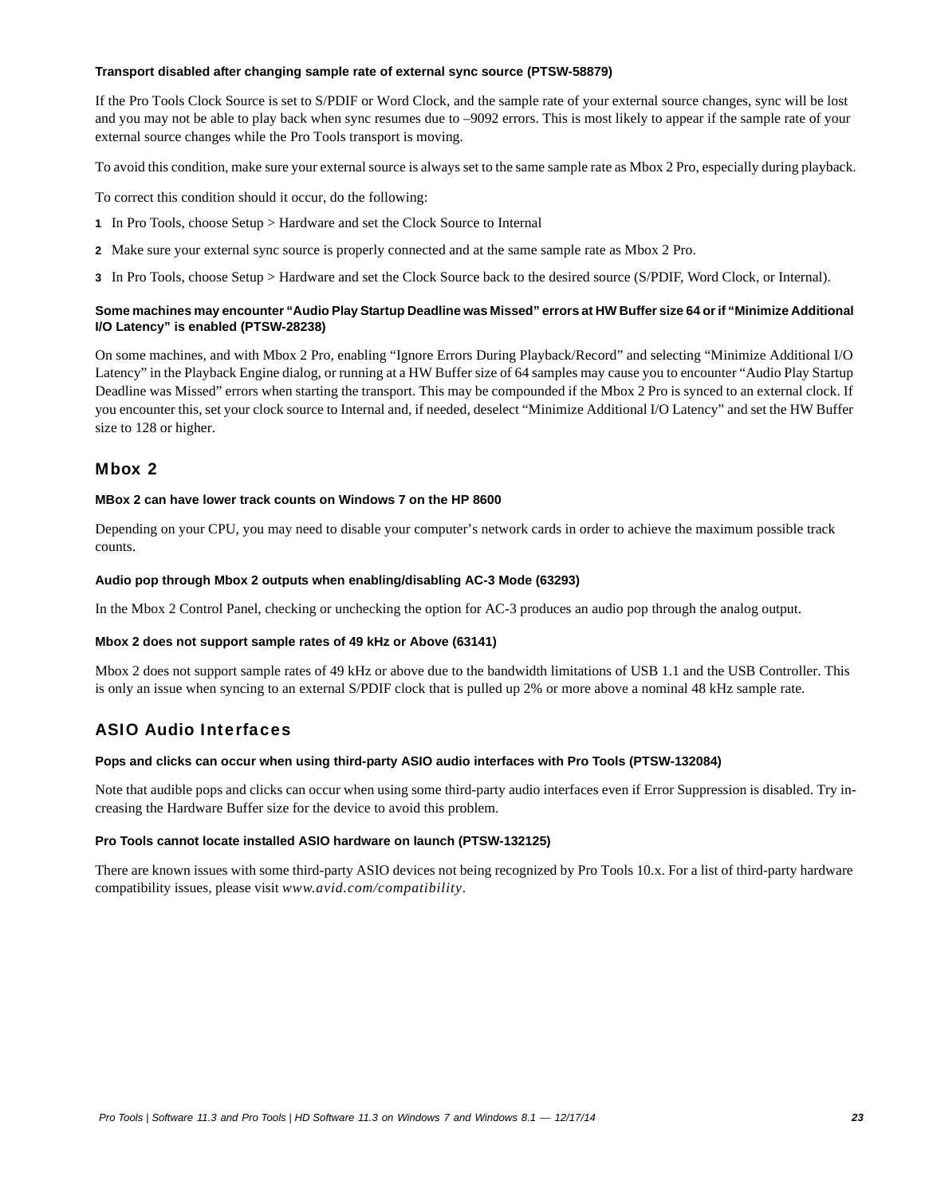#### Transport disabled after changing sample rate of external sync source (PTSW-58879)

If the Pro Tools Clock Source is set to S/PDIF or Word Clock, and the sample rate of your external source changes, sync will be lost and you may not be able to play back when sync resumes due to –9092 errors. This is most likely to appear if the sample rate of your external source changes while the Pro Tools transport is moving.

To avoid this condition, make sure your external source is always set to the same sample rate as Mbox 2 Pro, especially during playback.

To correct this condition should it occur, do the following:

1 In Pro Tools, choose Setup > Hardware and set the Clock Source to Internal

2 Make sure your external sync source is properly connected and at the same sample rate as Mbox 2 Pro.

3 In Pro Tools, choose Setup > Hardware and set the Clock Source back to the desired source (S/PDIF, Word Clock, or Internal).

#### Some machines may encounter “Audio Play Startup Deadline was Missed” errors at HW Buffer size 64 or if “Minimize Additional I/O Latency” is enabled (PTSW-28238)

On some machines, and with Mbox 2 Pro, enabling “Ignore Errors During Playback/Record” and selecting “Minimize Additional I/O Latency” in the Playback Engine dialog, or running at a HW Buffer size of 64 samples may cause you to encounter “Audio Play Startup Deadline was Missed” errors when starting the transport. This may be compounded if the Mbox 2 Pro is synced to an external clock. If you encounter this, set your clock source to Internal and, if needed, deselect “Minimize Additional I/O Latency” and set the HW Buffer size to 128 or higher.

### Mbox 2

#### MBox 2 can have lower track counts on Windows 7 on the HP 8600

Depending on your CPU, you may need to disable your computer’s network cards in order to achieve the maximum possible track counts.

#### Audio pop through Mbox 2 outputs when enabling/disabling AC-3 Mode (63293)

In the Mbox 2 Control Panel, checking or unchecking the option for AC-3 produces an audio pop through the analog output.

#### Mbox 2 does not support sample rates of 49 kHz or Above (63141)

Mbox 2 does not support sample rates of 49 kHz or above due to the bandwidth limitations of USB 1.1 and the USB Controller. This is only an issue when syncing to an external S/PDIF clock that is pulled up 2% or more above a nominal 48 kHz sample rate.

### ASIO Audio Interfaces

#### Pops and clicks can occur when using third-party ASIO audio interfaces with Pro Tools (PTSW-132084)

Note that audible pops and clicks can occur when using some third-party audio interfaces even if Error Suppression is disabled. Try increasing the Hardware Buffer size for the device to avoid this problem.

#### Pro Tools cannot locate installed ASIO hardware on launch (PTSW-132125)

There are known issues with some third-party ASIO devices not being recognized by Pro Tools 10.x. For a list of third-party hardware compatibility issues, please visit *www.avid.com/compatibility*.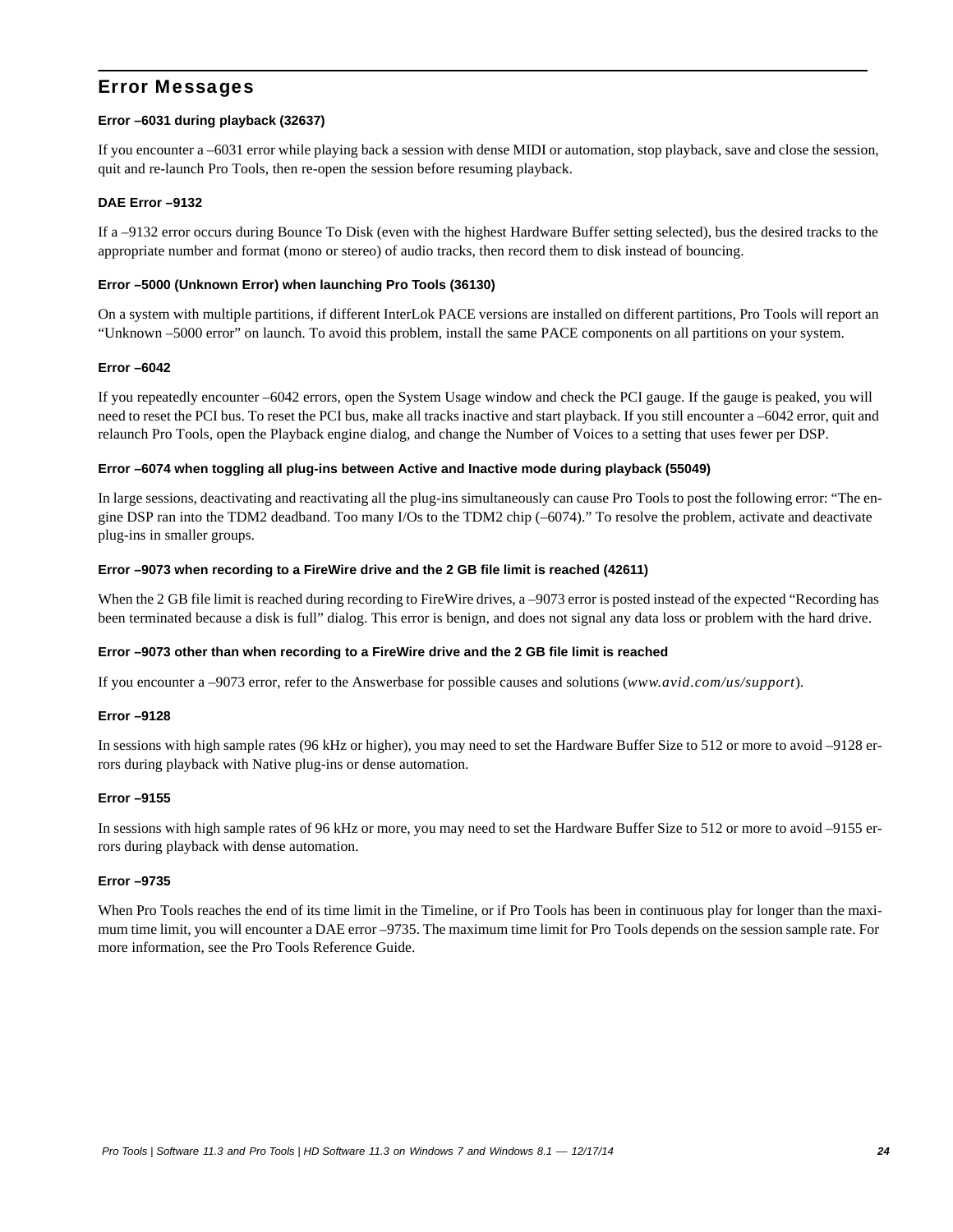## Error Messages

#### Error –6031 during playback (32637)

If you encounter a –6031 error while playing back a session with dense MIDI or automation, stop playback, save and close the session, quit and re-launch Pro Tools, then re-open the session before resuming playback.

#### DAE Error –9132

If a –9132 error occurs during Bounce To Disk (even with the highest Hardware Buffer setting selected), bus the desired tracks to the appropriate number and format (mono or stereo) of audio tracks, then record them to disk instead of bouncing.

#### Error –5000 (Unknown Error) when launching Pro Tools (36130)

On a system with multiple partitions, if different InterLok PACE versions are installed on different partitions, Pro Tools will report an “Unknown –5000 error” on launch. To avoid this problem, install the same PACE components on all partitions on your system.

#### Error –6042

If you repeatedly encounter –6042 errors, open the System Usage window and check the PCI gauge. If the gauge is peaked, you will need to reset the PCI bus. To reset the PCI bus, make all tracks inactive and start playback. If you still encounter a –6042 error, quit and relaunch Pro Tools, open the Playback engine dialog, and change the Number of Voices to a setting that uses fewer per DSP.

#### Error –6074 when toggling all plug-ins between Active and Inactive mode during playback (55049)

In large sessions, deactivating and reactivating all the plug-ins simultaneously can cause Pro Tools to post the following error: “The engine DSP ran into the TDM2 deadband. Too many I/Os to the TDM2 chip (–6074).” To resolve the problem, activate and deactivate plug-ins in smaller groups.

#### Error –9073 when recording to a FireWire drive and the 2 GB file limit is reached (42611)

When the 2 GB file limit is reached during recording to FireWire drives, a –9073 error is posted instead of the expected “Recording has been terminated because a disk is full” dialog. This error is benign, and does not signal any data loss or problem with the hard drive.

#### Error –9073 other than when recording to a FireWire drive and the 2 GB file limit is reached

If you encounter a –9073 error, refer to the Answerbase for possible causes and solutions (*www.avid.com/us/support*).

#### Error –9128

In sessions with high sample rates (96 kHz or higher), you may need to set the Hardware Buffer Size to 512 or more to avoid –9128 errors during playback with Native plug-ins or dense automation.

#### Error –9155

In sessions with high sample rates of 96 kHz or more, you may need to set the Hardware Buffer Size to 512 or more to avoid –9155 errors during playback with dense automation.

#### Error –9735

When Pro Tools reaches the end of its time limit in the Timeline, or if Pro Tools has been in continuous play for longer than the maximum time limit, you will encounter a DAE error –9735. The maximum time limit for Pro Tools depends on the session sample rate. For more information, see the Pro Tools Reference Guide.